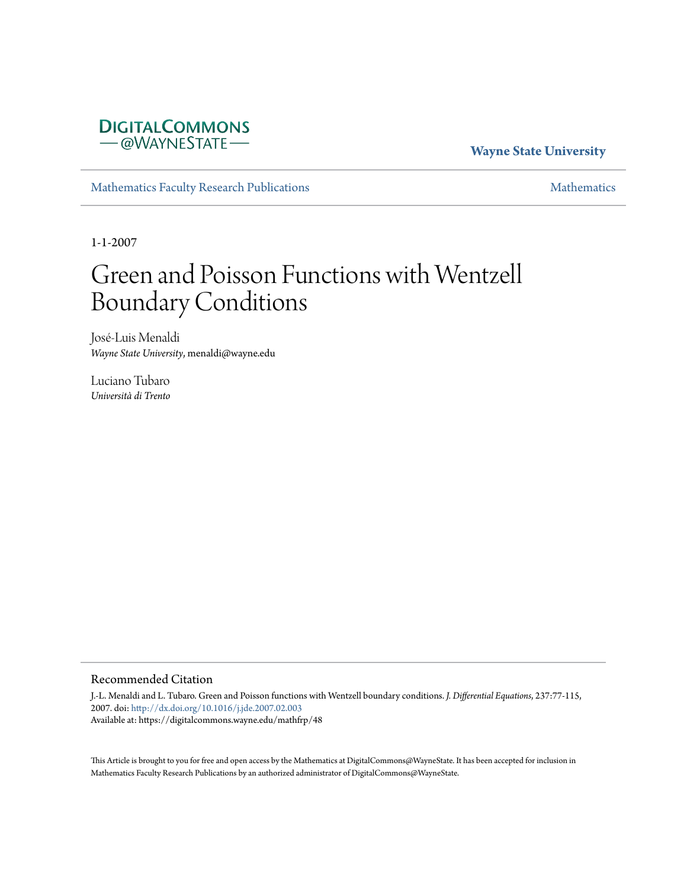DIGITALCOMMONS
— @WAYNESTATE —

**Wayne State University**

Mathematics Faculty Research Publications — Mathematics

1-1-2007

# Green and Poisson Functions with Wentzell Boundary Conditions

José-Luis Menaldi
*Wayne State University*, menaldi@wayne.edu

Luciano Tubaro
*Università di Trento*

## Recommended Citation

J.-L. Menaldi and L. Tubaro. Green and Poisson functions with Wentzell boundary conditions. *J. Differential Equations*, 237:77-115, 2007. doi: http://dx.doi.org/10.1016/j.jde.2007.02.003
Available at: https://digitalcommons.wayne.edu/mathfrp/48

This Article is brought to you for free and open access by the Mathematics at DigitalCommons@WayneState. It has been accepted for inclusion in Mathematics Faculty Research Publications by an authorized administrator of DigitalCommons@WayneState.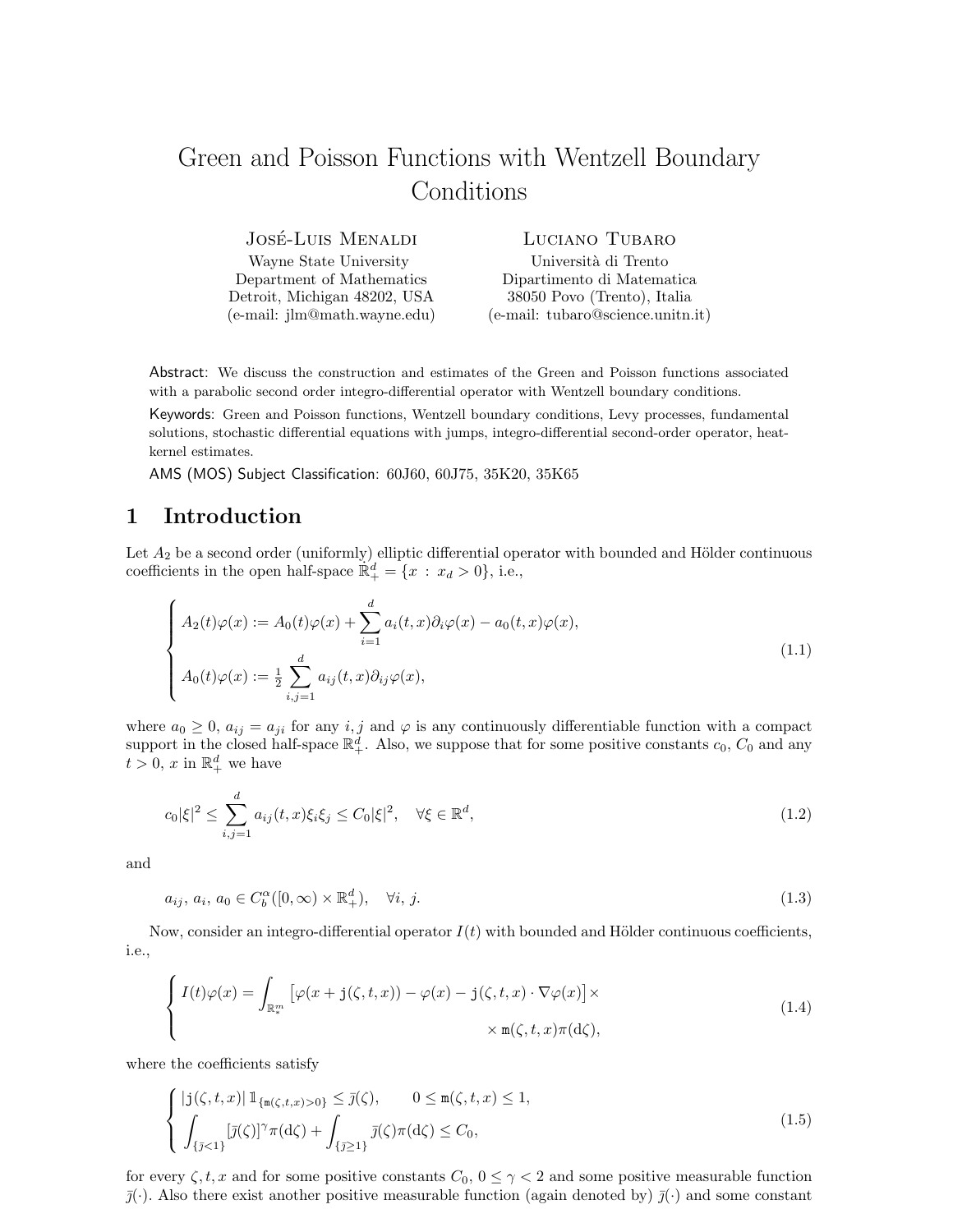# Green and Poisson Functions with Wentzell Boundary Conditions

José-Luis Menaldi
Wayne State University
Department of Mathematics
Detroit, Michigan 48202, USA
(e-mail: jlm@math.wayne.edu)

Luciano Tubaro
Università di Trento
Dipartimento di Matematica
38050 Povo (Trento), Italia
(e-mail: tubaro@science.unitn.it)

Abstract: We discuss the construction and estimates of the Green and Poisson functions associated with a parabolic second order integro-differential operator with Wentzell boundary conditions.

Keywords: Green and Poisson functions, Wentzell boundary conditions, Levy processes, fundamental solutions, stochastic differential equations with jumps, integro-differential second-order operator, heat-kernel estimates.

AMS (MOS) Subject Classification: 60J60, 60J75, 35K20, 35K65

## 1 Introduction

Let $A_2$ be a second order (uniformly) elliptic differential operator with bounded and Hölder continuous coefficients in the open half-space $\mathbb{R}^d_+ = \{x \,:\, x_d > 0\}$, i.e.,

$$
\begin{cases}
A_2(t)\varphi(x) := A_0(t)\varphi(x) + \displaystyle\sum_{i=1}^d a_i(t,x)\partial_i\varphi(x) - a_0(t,x)\varphi(x), \\
A_0(t)\varphi(x) := \tfrac{1}{2}\displaystyle\sum_{i,j=1}^d a_{ij}(t,x)\partial_{ij}\varphi(x),
\end{cases}
\tag{1.1}
$$

where $a_0 \geq 0$, $a_{ij} = a_{ji}$ for any $i, j$ and $\varphi$ is any continuously differentiable function with a compact support in the closed half-space $\mathbb{R}^d_+$. Also, we suppose that for some positive constants $c_0$, $C_0$ and any $t > 0$, $x$ in $\mathbb{R}^d_+$ we have

$$
c_0|\xi|^2 \leq \sum_{i,j=1}^d a_{ij}(t,x)\xi_i\xi_j \leq C_0|\xi|^2, \quad \forall \xi \in \mathbb{R}^d,
\tag{1.2}
$$

and

$$
a_{ij},\, a_i,\, a_0 \in C^\alpha_b([0,\infty) \times \mathbb{R}^d_+), \quad \forall i,\, j.
\tag{1.3}
$$

Now, consider an integro-differential operator $I(t)$ with bounded and Hölder continuous coefficients, i.e.,

$$
\begin{cases}
I(t)\varphi(x) = \displaystyle\int_{\mathbb{R}^m_*} \big[\varphi(x + \mathtt{j}(\zeta,t,x)) - \varphi(x) - \mathtt{j}(\zeta,t,x)\cdot\nabla\varphi(x)\big] \times \\
\qquad\qquad\qquad\qquad \times\, \mathtt{m}(\zeta,t,x)\pi(\mathrm{d}\zeta),
\end{cases}
\tag{1.4}
$$

where the coefficients satisfy

$$
\begin{cases}
|\mathtt{j}(\zeta,t,x)|\, \mathbb{1}_{\{\mathtt{m}(\zeta,t,x)>0\}} \leq \bar{\jmath}(\zeta), \qquad 0 \leq \mathtt{m}(\zeta,t,x) \leq 1, \\
\displaystyle\int_{\{\bar{\jmath}<1\}} [\bar{\jmath}(\zeta)]^\gamma \pi(\mathrm{d}\zeta) + \int_{\{\bar{\jmath}\geq 1\}} \bar{\jmath}(\zeta)\pi(\mathrm{d}\zeta) \leq C_0,
\end{cases}
\tag{1.5}
$$

for every $\zeta, t, x$ and for some positive constants $C_0$, $0 \leq \gamma < 2$ and some positive measurable function $\bar{\jmath}(\cdot)$. Also there exist another positive measurable function (again denoted by) $\bar{\jmath}(\cdot)$ and some constant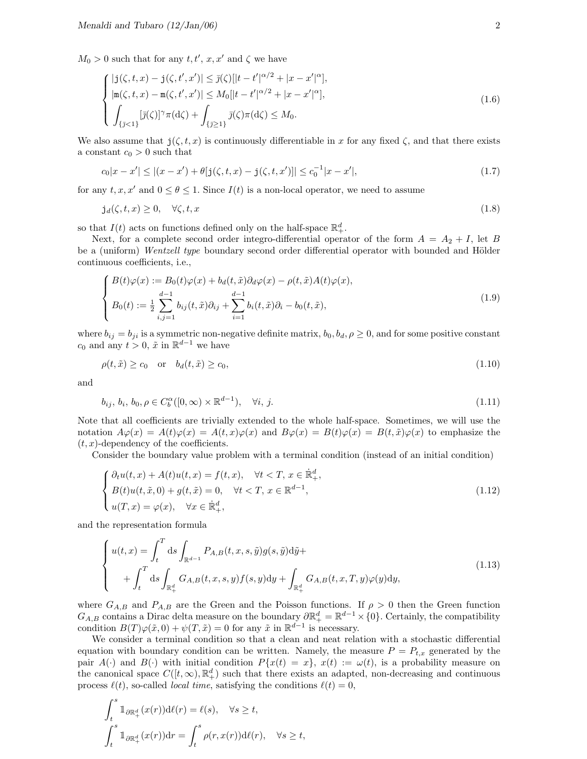$M_0 > 0$ such that for any $t, t', x, x'$ and $\zeta$ we have

$$
\begin{cases}
|\mathtt{j}(\zeta,t,x) - \mathtt{j}(\zeta,t',x')| \le \bar{\jmath}(\zeta)[|t-t'|^{\alpha/2} + |x-x'|^{\alpha}], \\
|\mathtt{m}(\zeta,t,x) - \mathtt{m}(\zeta,t',x')| \le M_0[|t-t'|^{\alpha/2} + |x-x'|^{\alpha}], \\
\displaystyle\int_{\{\bar{\jmath}<1\}} [\bar{\jmath}(\zeta)]^{\gamma}\pi(\mathrm{d}\zeta) + \int_{\{\bar{\jmath}\ge 1\}} \bar{\jmath}(\zeta)\pi(\mathrm{d}\zeta) \le M_0.
\end{cases}
\tag{1.6}
$$

We also assume that $\mathtt{j}(\zeta, t, x)$ is continuously differentiable in $x$ for any fixed $\zeta$, and that there exists a constant $c_0 > 0$ such that

$$
c_0|x-x'| \le |(x-x') + \theta[\mathtt{j}(\zeta,t,x) - \mathtt{j}(\zeta,t,x')]| \le c_0^{-1}|x-x'|, \tag{1.7}
$$

for any $t, x, x'$ and $0 \le \theta \le 1$. Since $I(t)$ is a non-local operator, we need to assume

$$
\mathtt{j}_d(\zeta,t,x) \ge 0, \quad \forall \zeta, t, x \tag{1.8}
$$

so that $I(t)$ acts on functions defined only on the half-space $\mathbb{R}^d_+$.

Next, for a complete second order integro-differential operator of the form $A = A_2 + I$, let $B$ be a (uniform) *Wentzell type* boundary second order differential operator with bounded and Hölder continuous coefficients, i.e.,

$$
\begin{cases}
B(t)\varphi(x) := B_0(t)\varphi(x) + b_d(t,\tilde{x})\partial_d\varphi(x) - \rho(t,\tilde{x})A(t)\varphi(x), \\
B_0(t) := \frac{1}{2}\displaystyle\sum_{i,j=1}^{d-1} b_{ij}(t,\tilde{x})\partial_{ij} + \sum_{i=1}^{d-1} b_i(t,\tilde{x})\partial_i - b_0(t,\tilde{x}),
\end{cases}
\tag{1.9}
$$

where $b_{ij} = b_{ji}$ is a symmetric non-negative definite matrix, $b_0, b_d, \rho \ge 0$, and for some positive constant $c_0$ and any $t > 0$, $\tilde{x}$ in $\mathbb{R}^{d-1}$ we have

$$
\rho(t,\tilde{x}) \ge c_0 \quad \text{or} \quad b_d(t,\tilde{x}) \ge c_0, \tag{1.10}
$$

and

$$
b_{ij},\, b_i,\, b_0, \rho \in C^{\alpha}_b([0,\infty)\times\mathbb{R}^{d-1}), \quad \forall i,\, j. \tag{1.11}
$$

Note that all coefficients are trivially extended to the whole half-space. Sometimes, we will use the notation $A\varphi(x) = A(t)\varphi(x) = A(t,x)\varphi(x)$ and $B\varphi(x) = B(t)\varphi(x) = B(t,\tilde{x})\varphi(x)$ to emphasize the $(t,x)$-dependency of the coefficients.

Consider the boundary value problem with a terminal condition (instead of an initial condition)

$$
\begin{cases}
\partial_t u(t,x) + A(t)u(t,x) = f(t,x), \quad \forall t < T,\ x \in \dot{\mathbb{R}}^d_+, \\
B(t)u(t,\tilde{x},0) + g(t,\tilde{x}) = 0, \quad \forall t < T,\ x \in \mathbb{R}^{d-1}, \\
u(T,x) = \varphi(x), \quad \forall x \in \dot{\mathbb{R}}^d_+,
\end{cases}
\tag{1.12}
$$

and the representation formula

$$
\begin{cases}
u(t,x) = \displaystyle\int_t^T \mathrm{d}s \int_{\mathbb{R}^{d-1}} P_{A,B}(t,x,s,\tilde{y})g(s,\tilde{y})\mathrm{d}\tilde{y} + \\
\quad + \displaystyle\int_t^T \mathrm{d}s \int_{\mathbb{R}^d_+} G_{A,B}(t,x,s,y)f(s,y)\mathrm{d}y + \int_{\mathbb{R}^d_+} G_{A,B}(t,x,T,y)\varphi(y)\mathrm{d}y,
\end{cases}
\tag{1.13}
$$

where $G_{A,B}$ and $P_{A,B}$ are the Green and the Poisson functions. If $\rho > 0$ then the Green function $G_{A,B}$ contains a Dirac delta measure on the boundary $\partial\mathbb{R}^d_+ = \mathbb{R}^{d-1}\times\{0\}$. Certainly, the compatibility condition $B(T)\varphi(\tilde{x},0) + \psi(T,\tilde{x}) = 0$ for any $\tilde{x}$ in $\mathbb{R}^{d-1}$ is necessary.

We consider a terminal condition so that a clean and neat relation with a stochastic differential equation with boundary condition can be written. Namely, the measure $P = P_{t,x}$ generated by the pair $A(\cdot)$ and $B(\cdot)$ with initial condition $P\{x(t) = x\}$, $x(t) := \omega(t)$, is a probability measure on the canonical space $C([t,\infty),\mathbb{R}^d_+)$ such that there exists an adapted, non-decreasing and continuous process $\ell(t)$, so-called *local time*, satisfying the conditions $\ell(t) = 0$,

$$
\int_t^s \mathbb{1}_{\partial\mathbb{R}^d_+}(x(r))\mathrm{d}\ell(r) = \ell(s), \quad \forall s \ge t,
$$

$$
\int_t^s \mathbb{1}_{\partial\mathbb{R}^d_+}(x(r))\mathrm{d}r = \int_t^s \rho(r,x(r))\mathrm{d}\ell(r), \quad \forall s \ge t,
$$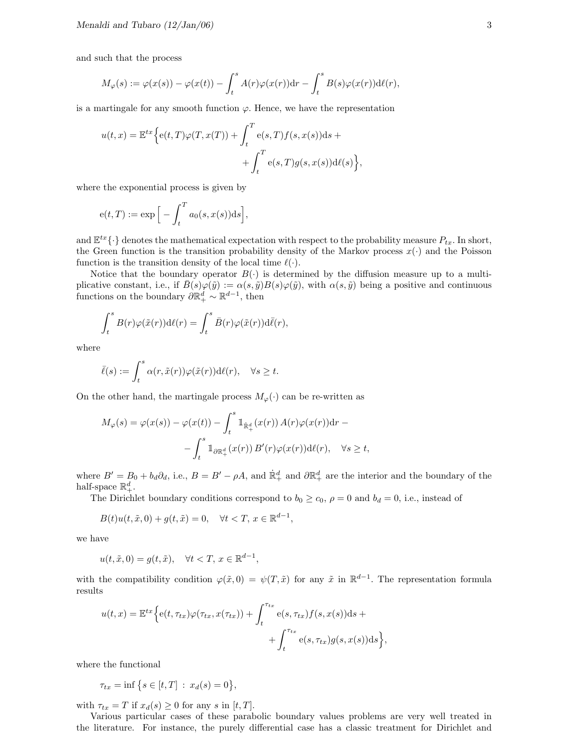and such that the process

$$M_\varphi(s) := \varphi(x(s)) - \varphi(x(t)) - \int_t^s A(r)\varphi(x(r))\mathrm{d}r - \int_t^s B(s)\varphi(x(r))\mathrm{d}\ell(r),$$

is a martingale for any smooth function $\varphi$. Hence, we have the representation

$$u(t,x) = \mathbb{E}^{tx}\Big\{\mathrm{e}(t,T)\varphi(T,x(T)) + \int_t^T \mathrm{e}(s,T)f(s,x(s))\mathrm{d}s + \\ + \int_t^T \mathrm{e}(s,T)g(s,x(s))\mathrm{d}\ell(s)\Big\},$$

where the exponential process is given by

$$\mathrm{e}(t,T) := \exp\Big[-\int_t^T a_0(s,x(s))\mathrm{d}s\Big],$$

and $\mathbb{E}^{tx}\{\cdot\}$ denotes the mathematical expectation with respect to the probability measure $P_{tx}$. In short, the Green function is the transition probability density of the Markov process $x(\cdot)$ and the Poisson function is the transition density of the local time $\ell(\cdot)$.

Notice that the boundary operator $B(\cdot)$ is determined by the diffusion measure up to a multiplicative constant, i.e., if $\bar{B}(s)\varphi(\tilde{y}) := \alpha(s,\tilde{y})B(s)\varphi(\tilde{y})$, with $\alpha(s,\tilde{y})$ being a positive and continuous functions on the boundary $\partial\mathbb{R}^d_+ \sim \mathbb{R}^{d-1}$, then

$$\int_t^s B(r)\varphi(\tilde{x}(r))\mathrm{d}\ell(r) = \int_t^s \bar{B}(r)\varphi(\tilde{x}(r))\mathrm{d}\bar{\ell}(r),$$

where

$$\bar{\ell}(s) := \int_t^s \alpha(r,\tilde{x}(r))\varphi(\tilde{x}(r))\mathrm{d}\ell(r), \quad \forall s \geq t.$$

On the other hand, the martingale process $M_\varphi(\cdot)$ can be re-written as

$$M_\varphi(s) = \varphi(x(s)) - \varphi(x(t)) - \int_t^s \mathbb{1}_{\dot{\mathbb{R}}^d_+}(x(r))\, A(r)\varphi(x(r))\mathrm{d}r - \\ - \int_t^s \mathbb{1}_{\partial\mathbb{R}^d_+}(x(r))\, B'(r)\varphi(x(r))\mathrm{d}\ell(r), \quad \forall s \geq t,$$

where $B' = B_0 + b_d\partial_d$, i.e., $B = B' - \rho A$, and $\dot{\mathbb{R}}^d_+$ and $\partial\mathbb{R}^d_+$ are the interior and the boundary of the half-space $\mathbb{R}^d_+$.

The Dirichlet boundary conditions correspond to $b_0 \geq c_0$, $\rho = 0$ and $b_d = 0$, i.e., instead of

$$B(t)u(t,\tilde{x},0) + g(t,\tilde{x}) = 0, \quad \forall t < T,\ x \in \mathbb{R}^{d-1},$$

we have

$$u(t,\tilde{x},0) = g(t,\tilde{x}), \quad \forall t < T,\ x \in \mathbb{R}^{d-1},$$

with the compatibility condition $\varphi(\tilde{x},0) = \psi(T,\tilde{x})$ for any $\tilde{x}$ in $\mathbb{R}^{d-1}$. The representation formula results

$$u(t,x) = \mathbb{E}^{tx}\Big\{\mathrm{e}(t,\tau_{tx})\varphi(\tau_{tx},x(\tau_{tx})) + \int_t^{\tau_{tx}} \mathrm{e}(s,\tau_{tx})f(s,x(s))\mathrm{d}s + \\ + \int_t^{\tau_{tx}} \mathrm{e}(s,\tau_{tx})g(s,x(s))\mathrm{d}s\Big\},$$

where the functional

$$\tau_{tx} = \inf\big\{s \in [t,T] \,:\, x_d(s) = 0\big\},$$

with $\tau_{tx} = T$ if $x_d(s) \geq 0$ for any $s$ in $[t,T]$.

Various particular cases of these parabolic boundary values problems are very well treated in the literature. For instance, the purely differential case has a classic treatment for Dirichlet and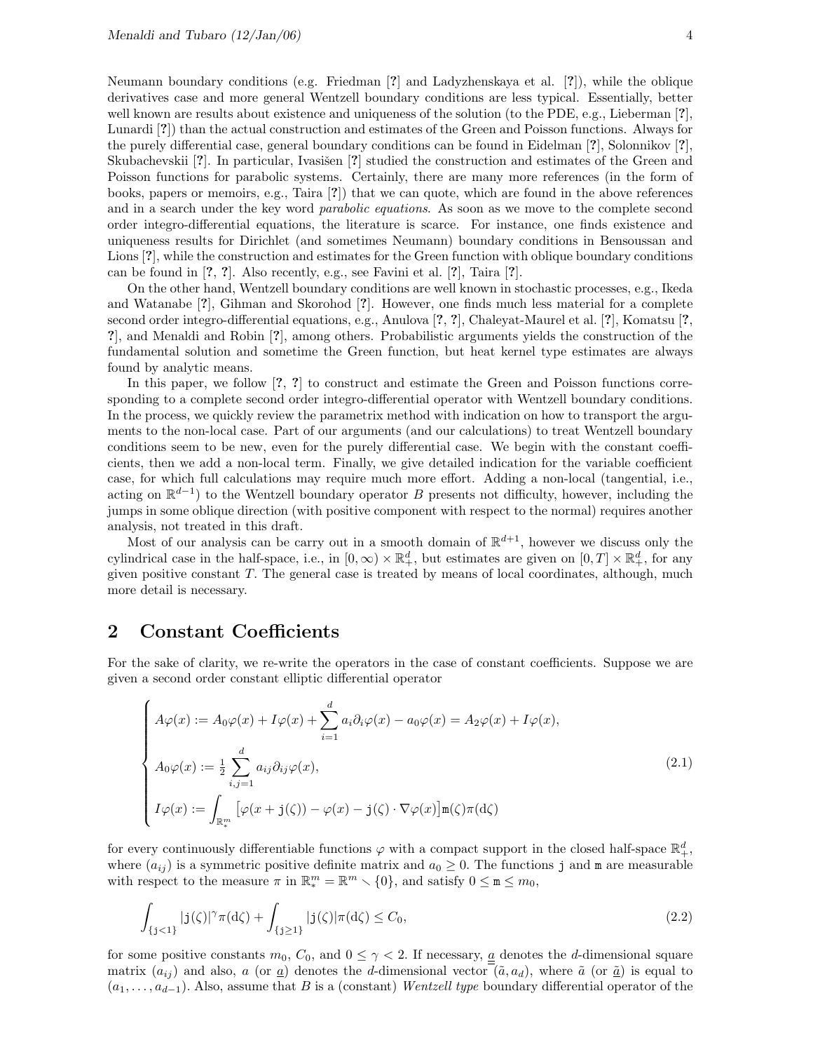Neumann boundary conditions (e.g. Friedman [?] and Ladyzhenskaya et al. [?]), while the oblique derivatives case and more general Wentzell boundary conditions are less typical. Essentially, better well known are results about existence and uniqueness of the solution (to the PDE, e.g., Lieberman [?], Lunardi [?]) than the actual construction and estimates of the Green and Poisson functions. Always for the purely differential case, general boundary conditions can be found in Eidelman [?], Solonnikov [?], Skubachevskii [?]. In particular, Ivasišen [?] studied the construction and estimates of the Green and Poisson functions for parabolic systems. Certainly, there are many more references (in the form of books, papers or memoirs, e.g., Taira [?]) that we can quote, which are found in the above references and in a search under the key word *parabolic equations.* As soon as we move to the complete second order integro-differential equations, the literature is scarce. For instance, one finds existence and uniqueness results for Dirichlet (and sometimes Neumann) boundary conditions in Bensoussan and Lions [?], while the construction and estimates for the Green function with oblique boundary conditions can be found in [?, ?]. Also recently, e.g., see Favini et al. [?], Taira [?].

On the other hand, Wentzell boundary conditions are well known in stochastic processes, e.g., Ikeda and Watanabe [?], Gihman and Skorohod [?]. However, one finds much less material for a complete second order integro-differential equations, e.g., Anulova [?, ?], Chaleyat-Maurel et al. [?], Komatsu [?, ?], and Menaldi and Robin [?], among others. Probabilistic arguments yields the construction of the fundamental solution and sometime the Green function, but heat kernel type estimates are always found by analytic means.

In this paper, we follow [?, ?] to construct and estimate the Green and Poisson functions corresponding to a complete second order integro-differential operator with Wentzell boundary conditions. In the process, we quickly review the parametrix method with indication on how to transport the arguments to the non-local case. Part of our arguments (and our calculations) to treat Wentzell boundary conditions seem to be new, even for the purely differential case. We begin with the constant coefficients, then we add a non-local term. Finally, we give detailed indication for the variable coefficient case, for which full calculations may require much more effort. Adding a non-local (tangential, i.e., acting on $\mathbb{R}^{d-1}$) to the Wentzell boundary operator $B$ presents not difficulty, however, including the jumps in some oblique direction (with positive component with respect to the normal) requires another analysis, not treated in this draft.

Most of our analysis can be carry out in a smooth domain of $\mathbb{R}^{d+1}$, however we discuss only the cylindrical case in the half-space, i.e., in $[0,\infty)\times\mathbb{R}^d_+$, but estimates are given on $[0,T]\times\mathbb{R}^d_+$, for any given positive constant $T$. The general case is treated by means of local coordinates, although, much more detail is necessary.

## 2 Constant Coefficients

For the sake of clarity, we re-write the operators in the case of constant coefficients. Suppose we are given a second order constant elliptic differential operator

$$
\begin{cases}
A\varphi(x) := A_0\varphi(x) + I\varphi(x) + \displaystyle\sum_{i=1}^d a_i\partial_i\varphi(x) - a_0\varphi(x) = A_2\varphi(x) + I\varphi(x),\\[2mm]
A_0\varphi(x) := \tfrac{1}{2}\displaystyle\sum_{i,j=1}^d a_{ij}\partial_{ij}\varphi(x),\\[2mm]
I\varphi(x) := \displaystyle\int_{\mathbb{R}^m_*}\big[\varphi(x+\mathtt{j}(\zeta)) - \varphi(x) - \mathtt{j}(\zeta)\cdot\nabla\varphi(x)\big]\mathtt{m}(\zeta)\pi(\mathrm{d}\zeta)
\end{cases}
\tag{2.1}
$$

for every continuously differentiable functions $\varphi$ with a compact support in the closed half-space $\mathbb{R}^d_+$, where $(a_{ij})$ is a symmetric positive definite matrix and $a_0 \geq 0$. The functions $\mathtt{j}$ and $\mathtt{m}$ are measurable with respect to the measure $\pi$ in $\mathbb{R}^m_* = \mathbb{R}^m \smallsetminus \{0\}$, and satisfy $0 \leq \mathtt{m} \leq m_0$,

$$
\int_{\{\mathtt{j}<1\}} |\mathtt{j}(\zeta)|^\gamma \pi(\mathrm{d}\zeta) + \int_{\{\mathtt{j}\geq 1\}} |\mathtt{j}(\zeta)|\pi(\mathrm{d}\zeta) \leq C_0,
\tag{2.2}
$$

for some positive constants $m_0$, $C_0$, and $0 \leq \gamma < 2$. If necessary, $\underline{\underline{a}}$ denotes the $d$-dimensional square matrix $(a_{ij})$ and also, $a$ (or $\underline{a}$) denotes the $d$-dimensional vector $(\tilde{a}, a_d)$, where $\tilde{a}$ (or $\underline{\tilde{a}}$) is equal to $(a_1,\ldots,a_{d-1})$. Also, assume that $B$ is a (constant) *Wentzell type* boundary differential operator of the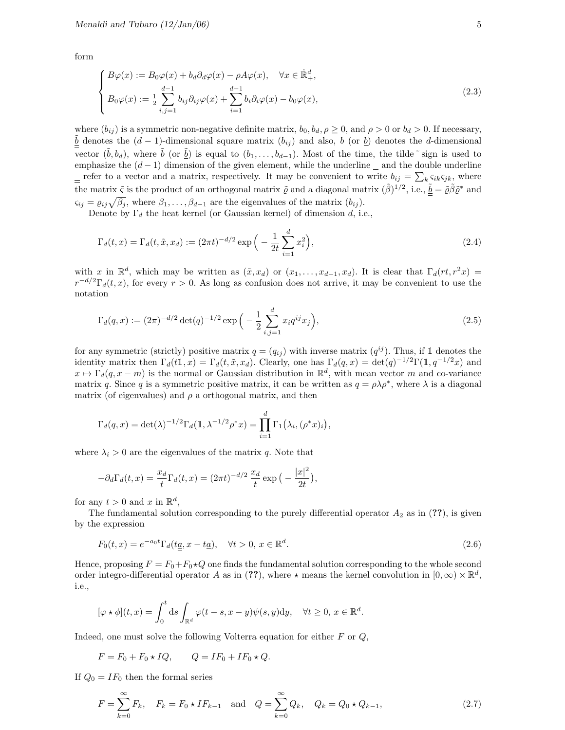form

$$
\begin{cases}
B\varphi(x) := B_0\varphi(x) + b_d\partial_d\varphi(x) - \rho A\varphi(x), \quad \forall x \in \dot{\mathbb{R}}^d_+, \\
B_0\varphi(x) := \frac{1}{2}\sum_{i,j=1}^{d-1} b_{ij}\partial_{ij}\varphi(x) + \sum_{i=1}^{d-1} b_i\partial_i\varphi(x) - b_0\varphi(x),
\end{cases}
\tag{2.3}
$$

where $(b_{ij})$ is a symmetric non-negative definite matrix, $b_0, b_d, \rho \geq 0$, and $\rho > 0$ or $b_d > 0$. If necessary, $\underline{\underline{\tilde{b}}}$ denotes the $(d-1)$-dimensional square matrix $(b_{ij})$ and also, $b$ (or $\underline{b}$) denotes the $d$-dimensional vector $(\tilde{b}, b_d)$, where $\tilde{b}$ (or $\underline{\tilde{b}}$) is equal to $(b_1, \ldots, b_{d-1})$. Most of the time, the tilde $\tilde{}$ sign is used to emphasize the $(d-1)$ dimension of the given element, while the underline $\_$ and the double underline $\underline{\underline{\ }}$ refer to a vector and a matrix, respectively. It may be convenient to write $b_{ij} = \sum_k \varsigma_{ik}\varsigma_{jk}$, where the matrix $\tilde{\varsigma}$ is the product of an orthogonal matrix $\tilde{\varrho}$ and a diagonal matrix $(\tilde{\beta})^{1/2}$, i.e., $\underline{\underline{\tilde{b}}} = \tilde{\varrho}\tilde{\beta}\tilde{\varrho}^*$ and $\varsigma_{ij} = \varrho_{ij}\sqrt{\beta_j}$, where $\beta_1, \ldots, \beta_{d-1}$ are the eigenvalues of the matrix $(b_{ij})$.

Denote by $\Gamma_d$ the heat kernel (or Gaussian kernel) of dimension $d$, i.e.,

$$
\Gamma_d(t,x) = \Gamma_d(t,\tilde{x},x_d) := (2\pi t)^{-d/2}\exp\Big(-\frac{1}{2t}\sum_{i=1}^d x_i^2\Big),
\tag{2.4}
$$

with $x$ in $\mathbb{R}^d$, which may be written as $(\tilde{x}, x_d)$ or $(x_1, \ldots, x_{d-1}, x_d)$. It is clear that $\Gamma_d(rt, r^2x) = r^{-d/2}\Gamma_d(t,x)$, for every $r > 0$. As long as confusion does not arrive, it may be convenient to use the notation

$$
\Gamma_d(q,x) := (2\pi)^{-d/2}\det(q)^{-1/2}\exp\Big(-\frac{1}{2}\sum_{i,j=1}^d x_i q^{ij} x_j\Big),
\tag{2.5}
$$

for any symmetric (strictly) positive matrix $q = (q_{ij})$ with inverse matrix $(q^{ij})$. Thus, if $\mathbb{1}$ denotes the identity matrix then $\Gamma_d(t\mathbb{1}, x) = \Gamma_d(t, \tilde{x}, x_d)$. Clearly, one has $\Gamma_d(q,x) = \det(q)^{-1/2}\Gamma(\mathbb{1}, q^{-1/2}x)$ and $x \mapsto \Gamma_d(q, x-m)$ is the normal or Gaussian distribution in $\mathbb{R}^d$, with mean vector $m$ and co-variance matrix $q$. Since $q$ is a symmetric positive matrix, it can be written as $q = \rho\lambda\rho^*$, where $\lambda$ is a diagonal matrix (of eigenvalues) and $\rho$ a orthogonal matrix, and then

$$
\Gamma_d(q,x) = \det(\lambda)^{-1/2}\Gamma_d(\mathbb{1}, \lambda^{-1/2}\rho^* x) = \prod_{i=1}^d \Gamma_1\big(\lambda_i, (\rho^* x)_i\big),
$$

where $\lambda_i > 0$ are the eigenvalues of the matrix $q$. Note that

$$
-\partial_d\Gamma_d(t,x) = \frac{x_d}{t}\Gamma_d(t,x) = (2\pi t)^{-d/2}\,\frac{x_d}{t}\exp\big(-\frac{|x|^2}{2t}\big),
$$

for any $t > 0$ and $x$ in $\mathbb{R}^d$,

The fundamental solution corresponding to the purely differential operator $A_2$ as in (**??**), is given by the expression

$$
F_0(t,x) = e^{-a_0 t}\Gamma_d(t\underline{\underline{a}}, x - t\underline{a}), \quad \forall t > 0,\ x \in \mathbb{R}^d.
\tag{2.6}
$$

Hence, proposing $F = F_0 + F_0 \star Q$ one finds the fundamental solution corresponding to the whole second order integro-differential operator $A$ as in (**??**), where $\star$ means the kernel convolution in $[0,\infty) \times \mathbb{R}^d$, i.e.,

$$
[\varphi \star \phi](t,x) = \int_0^t \mathrm{d}s \int_{\mathbb{R}^d} \varphi(t-s, x-y)\psi(s,y)\mathrm{d}y, \quad \forall t \geq 0,\ x \in \mathbb{R}^d.
$$

Indeed, one must solve the following Volterra equation for either $F$ or $Q$,

$$
F = F_0 + F_0 \star IQ, \qquad Q = IF_0 + IF_0 \star Q.
$$

If $Q_0 = IF_0$ then the formal series

$$
F = \sum_{k=0}^\infty F_k, \quad F_k = F_0 \star IF_{k-1} \quad \text{and} \quad Q = \sum_{k=0}^\infty Q_k, \quad Q_k = Q_0 \star Q_{k-1},
\tag{2.7}
$$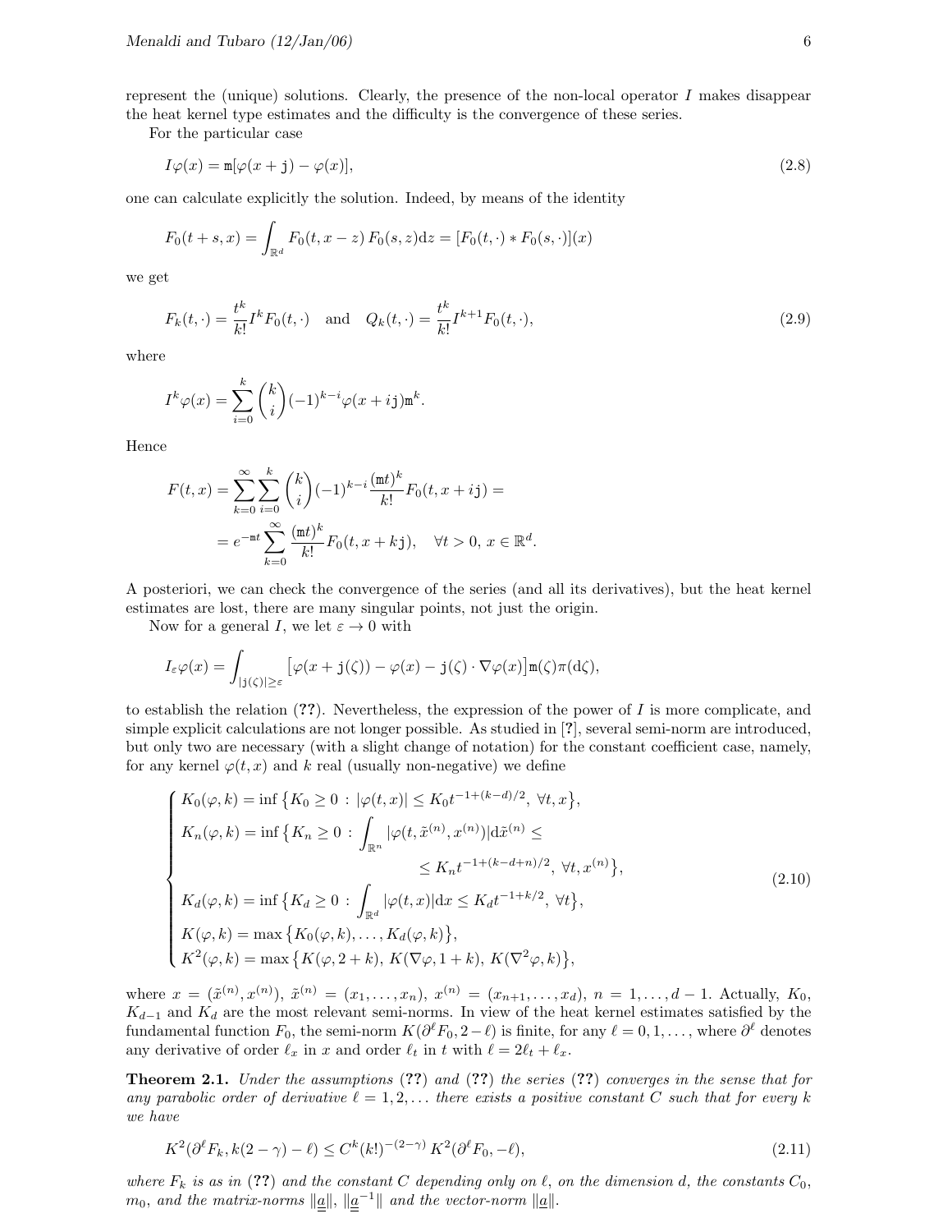represent the (unique) solutions. Clearly, the presence of the non-local operator $I$ makes disappear the heat kernel type estimates and the difficulty is the convergence of these series.

For the particular case

$$I\varphi(x) = \mathtt{m}[\varphi(x+\mathtt{j}) - \varphi(x)], \tag{2.8}$$

one can calculate explicitly the solution. Indeed, by means of the identity

$$F_0(t+s,x) = \int_{\mathbb{R}^d} F_0(t,x-z)\,F_0(s,z)\mathrm{d}z = [F_0(t,\cdot) * F_0(s,\cdot)](x)$$

we get

$$F_k(t,\cdot) = \frac{t^k}{k!} I^k F_0(t,\cdot) \quad \text{and} \quad Q_k(t,\cdot) = \frac{t^k}{k!} I^{k+1} F_0(t,\cdot), \tag{2.9}$$

where

$$I^k \varphi(x) = \sum_{i=0}^{k} \binom{k}{i} (-1)^{k-i} \varphi(x + i\mathtt{j}) \mathtt{m}^k.$$

Hence

$$\begin{aligned}
F(t,x) &= \sum_{k=0}^{\infty} \sum_{i=0}^{k} \binom{k}{i} (-1)^{k-i} \frac{(\mathtt{m}t)^k}{k!} F_0(t, x + i\mathtt{j}) = \\
&= e^{-\mathtt{m}t} \sum_{k=0}^{\infty} \frac{(\mathtt{m}t)^k}{k!} F_0(t, x + k\mathtt{j}), \quad \forall t > 0,\ x \in \mathbb{R}^d.
\end{aligned}$$

A posteriori, we can check the convergence of the series (and all its derivatives), but the heat kernel estimates are lost, there are many singular points, not just the origin.

Now for a general $I$, we let $\varepsilon \to 0$ with

$$I_\varepsilon \varphi(x) = \int_{|\mathtt{j}(\zeta)| \geq \varepsilon} \big[\varphi(x + \mathtt{j}(\zeta)) - \varphi(x) - \mathtt{j}(\zeta)\cdot\nabla\varphi(x)\big]\mathtt{m}(\zeta)\pi(\mathrm{d}\zeta),$$

to establish the relation (**??**). Nevertheless, the expression of the power of $I$ is more complicate, and simple explicit calculations are not longer possible. As studied in [**?**], several semi-norm are introduced, but only two are necessary (with a slight change of notation) for the constant coefficient case, namely, for any kernel $\varphi(t,x)$ and $k$ real (usually non-negative) we define

$$\begin{cases}
K_0(\varphi,k) = \inf\big\{K_0 \geq 0 \,:\, |\varphi(t,x)| \leq K_0 t^{-1+(k-d)/2},\ \forall t,x\big\}, \\
K_n(\varphi,k) = \inf\big\{K_n \geq 0 \,:\, \displaystyle\int_{\mathbb{R}^n} |\varphi(t,\tilde{x}^{(n)},x^{(n)})|\mathrm{d}\tilde{x}^{(n)} \leq \\
\qquad\qquad\qquad\qquad \leq K_n t^{-1+(k-d+n)/2},\ \forall t, x^{(n)}\big\}, \\
K_d(\varphi,k) = \inf\big\{K_d \geq 0 \,:\, \displaystyle\int_{\mathbb{R}^d} |\varphi(t,x)|\mathrm{d}x \leq K_d t^{-1+k/2},\ \forall t\big\}, \\
K(\varphi,k) = \max\big\{K_0(\varphi,k),\ldots,K_d(\varphi,k)\big\}, \\
K^2(\varphi,k) = \max\big\{K(\varphi,2+k),\ K(\nabla\varphi,1+k),\ K(\nabla^2\varphi,k)\big\},
\end{cases} \tag{2.10}$$

where $x = (\tilde{x}^{(n)}, x^{(n)})$, $\tilde{x}^{(n)} = (x_1,\ldots,x_n)$, $x^{(n)} = (x_{n+1},\ldots,x_d)$, $n = 1,\ldots,d-1$. Actually, $K_0$, $K_{d-1}$ and $K_d$ are the most relevant semi-norms. In view of the heat kernel estimates satisfied by the fundamental function $F_0$, the semi-norm $K(\partial^\ell F_0, 2-\ell)$ is finite, for any $\ell = 0,1,\ldots$, where $\partial^\ell$ denotes any derivative of order $\ell_x$ in $x$ and order $\ell_t$ in $t$ with $\ell = 2\ell_t + \ell_x$.

**Theorem 2.1.** *Under the assumptions* (**??**) *and* (**??**) *the series* (**??**) *converges in the sense that for any parabolic order of derivative $\ell = 1,2,\ldots$ there exists a positive constant $C$ such that for every $k$ we have*

$$K^2(\partial^\ell F_k, k(2-\gamma) - \ell) \leq C^k (k!)^{-(2-\gamma)}\, K^2(\partial^\ell F_0, -\ell), \tag{2.11}$$

*where $F_k$ is as in* (**??**) *and the constant $C$ depending only on $\ell$, on the dimension $d$, the constants $C_0$, $m_0$, and the matrix-norms $\|\underline{\underline{a}}\|$, $\|\underline{\underline{a}}^{-1}\|$ and the vector-norm $\|\underline{a}\|$.*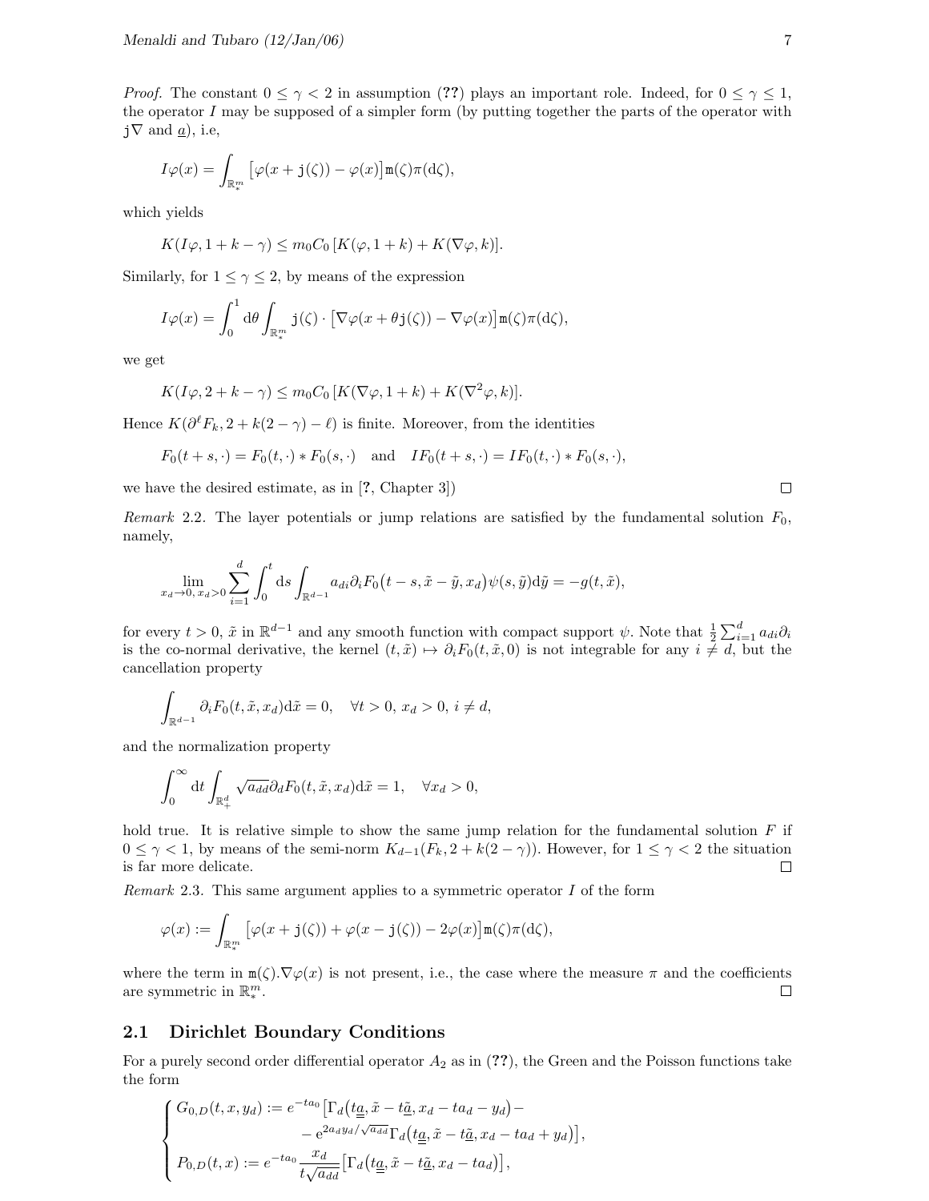*Proof.* The constant $0 \leq \gamma < 2$ in assumption (**??**) plays an important role. Indeed, for $0 \leq \gamma \leq 1$, the operator $I$ may be supposed of a simpler form (by putting together the parts of the operator with $\mathtt{j}\nabla$ and $\underline{a}$), i.e,

$$I\varphi(x) = \int_{\mathbb{R}^m_*} \big[\varphi(x + \mathtt{j}(\zeta)) - \varphi(x)\big]\mathtt{m}(\zeta)\pi(\mathrm{d}\zeta),$$

which yields

$$K(I\varphi, 1 + k - \gamma) \leq m_0 C_0 \, [K(\varphi, 1 + k) + K(\nabla\varphi, k)].$$

Similarly, for $1 \leq \gamma \leq 2$, by means of the expression

$$I\varphi(x) = \int_0^1 \mathrm{d}\theta \int_{\mathbb{R}^m_*} \mathtt{j}(\zeta) \cdot \big[\nabla\varphi(x + \theta\mathtt{j}(\zeta)) - \nabla\varphi(x)\big]\mathtt{m}(\zeta)\pi(\mathrm{d}\zeta),$$

we get

$$K(I\varphi, 2 + k - \gamma) \leq m_0 C_0 \, [K(\nabla\varphi, 1 + k) + K(\nabla^2\varphi, k)].$$

Hence $K(\partial^\ell F_k, 2 + k(2 - \gamma) - \ell)$ is finite. Moreover, from the identities

$$F_0(t + s, \cdot) = F_0(t, \cdot) * F_0(s, \cdot) \quad \text{and} \quad IF_0(t + s, \cdot) = IF_0(t, \cdot) * F_0(s, \cdot),$$

we have the desired estimate, as in [**?**, Chapter 3]) □

*Remark* 2.2. The layer potentials or jump relations are satisfied by the fundamental solution $F_0$, namely,

$$\lim_{x_d \to 0,\, x_d > 0} \sum_{i=1}^{d} \int_0^t \mathrm{d}s \int_{\mathbb{R}^{d-1}} a_{di}\partial_i F_0\big(t - s, \tilde{x} - \tilde{y}, x_d\big)\psi(s, \tilde{y})\mathrm{d}\tilde{y} = -g(t, \tilde{x}),$$

for every $t > 0$, $\tilde{x}$ in $\mathbb{R}^{d-1}$ and any smooth function with compact support $\psi$. Note that $\frac{1}{2}\sum_{i=1}^d a_{di}\partial_i$ is the co-normal derivative, the kernel $(t, \tilde{x}) \mapsto \partial_i F_0(t, \tilde{x}, 0)$ is not integrable for any $i \neq d$, but the cancellation property

$$\int_{\mathbb{R}^{d-1}} \partial_i F_0(t, \tilde{x}, x_d)\mathrm{d}\tilde{x} = 0, \quad \forall t > 0,\, x_d > 0,\, i \neq d,$$

and the normalization property

$$\int_0^\infty \mathrm{d}t \int_{\mathbb{R}^d_+} \sqrt{a_{dd}}\partial_d F_0(t, \tilde{x}, x_d)\mathrm{d}\tilde{x} = 1, \quad \forall x_d > 0,$$

hold true. It is relative simple to show the same jump relation for the fundamental solution $F$ if $0 \leq \gamma < 1$, by means of the semi-norm $K_{d-1}(F_k, 2 + k(2 - \gamma))$. However, for $1 \leq \gamma < 2$ the situation is far more delicate. □

*Remark* 2.3. This same argument applies to a symmetric operator $I$ of the form

$$\varphi(x) := \int_{\mathbb{R}^m_*} \big[\varphi(x + \mathtt{j}(\zeta)) + \varphi(x - \mathtt{j}(\zeta)) - 2\varphi(x)\big]\mathtt{m}(\zeta)\pi(\mathrm{d}\zeta),$$

where the term in $\mathtt{m}(\zeta).\nabla\varphi(x)$ is not present, i.e., the case where the measure $\pi$ and the coefficients are symmetric in $\mathbb{R}^m_*$. □

## 2.1 Dirichlet Boundary Conditions

For a purely second order differential operator $A_2$ as in (**??**), the Green and the Poisson functions take the form

$$\begin{cases} G_{0,D}(t, x, y_d) := e^{-ta_0}\big[\Gamma_d\big(t\underline{\underline{a}}, \tilde{x} - t\underline{\tilde{a}}, x_d - ta_d - y_d\big) - \\ \qquad\qquad - \mathrm{e}^{2a_d y_d/\sqrt{a_{dd}}}\Gamma_d\big(t\underline{\underline{a}}, \tilde{x} - t\underline{\tilde{a}}, x_d - ta_d + y_d\big)\big], \\ P_{0,D}(t, x) := e^{-ta_0}\dfrac{x_d}{t\sqrt{a_{dd}}}\big[\Gamma_d\big(t\underline{\underline{a}}, \tilde{x} - t\underline{\tilde{a}}, x_d - ta_d\big)\big], \end{cases}$$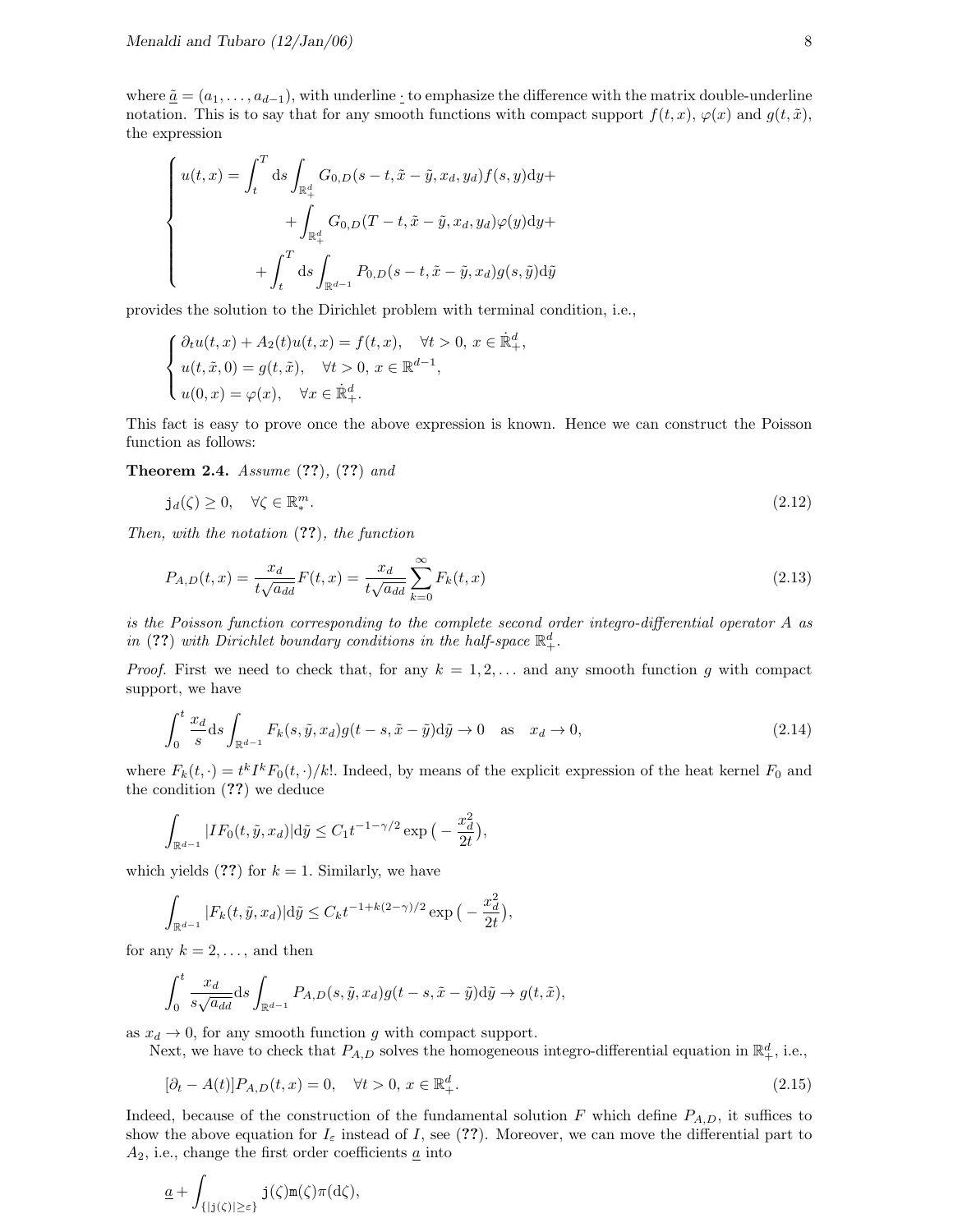where $\underline{\tilde{a}} = (a_1, \ldots, a_{d-1})$, with underline $\underline{\cdot}$ to emphasize the difference with the matrix double-underline notation. This is to say that for any smooth functions with compact support $f(t,x)$, $\varphi(x)$ and $g(t,\tilde{x})$, the expression

$$
\begin{cases}
u(t,x) = \displaystyle\int_t^T \mathrm{d}s \int_{\mathbb{R}^d_+} G_{0,D}(s-t, \tilde{x}-\tilde{y}, x_d, y_d) f(s,y)\mathrm{d}y + \\
\qquad\qquad + \displaystyle\int_{\mathbb{R}^d_+} G_{0,D}(T-t, \tilde{x}-\tilde{y}, x_d, y_d)\varphi(y)\mathrm{d}y + \\
\qquad + \displaystyle\int_t^T \mathrm{d}s \int_{\mathbb{R}^{d-1}} P_{0,D}(s-t, \tilde{x}-\tilde{y}, x_d) g(s,\tilde{y})\mathrm{d}\tilde{y}
\end{cases}
$$

provides the solution to the Dirichlet problem with terminal condition, i.e.,

$$
\begin{cases}
\partial_t u(t,x) + A_2(t) u(t,x) = f(t,x), \quad \forall t > 0,\ x \in \dot{\mathbb{R}}^d_+, \\
u(t,\tilde{x},0) = g(t,\tilde{x}), \quad \forall t > 0,\ x \in \mathbb{R}^{d-1}, \\
u(0,x) = \varphi(x), \quad \forall x \in \dot{\mathbb{R}}^d_+.
\end{cases}
$$

This fact is easy to prove once the above expression is known. Hence we can construct the Poisson function as follows:

**Theorem 2.4.** *Assume (??), (??) and*

$$
\mathtt{j}_d(\zeta) \geq 0, \quad \forall \zeta \in \mathbb{R}^m_*. \tag{2.12}
$$

*Then, with the notation (??), the function*

$$
P_{A,D}(t,x) = \frac{x_d}{t\sqrt{a_{dd}}} F(t,x) = \frac{x_d}{t\sqrt{a_{dd}}} \sum_{k=0}^{\infty} F_k(t,x) \tag{2.13}
$$

*is the Poisson function corresponding to the complete second order integro-differential operator $A$ as in (??) with Dirichlet boundary conditions in the half-space $\mathbb{R}^d_+$.*

*Proof.* First we need to check that, for any $k = 1, 2, \ldots$ and any smooth function $g$ with compact support, we have

$$
\int_0^t \frac{x_d}{s} \mathrm{d}s \int_{\mathbb{R}^{d-1}} F_k(s,\tilde{y},x_d) g(t-s, \tilde{x}-\tilde{y})\mathrm{d}\tilde{y} \to 0 \quad \text{as} \quad x_d \to 0, \tag{2.14}
$$

where $F_k(t,\cdot) = t^k I^k F_0(t,\cdot)/k!$. Indeed, by means of the explicit expression of the heat kernel $F_0$ and the condition (??) we deduce

$$
\int_{\mathbb{R}^{d-1}} |IF_0(t,\tilde{y},x_d)|\mathrm{d}\tilde{y} \leq C_1 t^{-1-\gamma/2} \exp\big(-\frac{x_d^2}{2t}\big),
$$

which yields (??) for $k = 1$. Similarly, we have

$$
\int_{\mathbb{R}^{d-1}} |F_k(t,\tilde{y},x_d)|\mathrm{d}\tilde{y} \leq C_k t^{-1+k(2-\gamma)/2} \exp\big(-\frac{x_d^2}{2t}\big),
$$

for any $k = 2, \ldots$, and then

$$
\int_0^t \frac{x_d}{s\sqrt{a_{dd}}} \mathrm{d}s \int_{\mathbb{R}^{d-1}} P_{A,D}(s,\tilde{y},x_d) g(t-s,\tilde{x}-\tilde{y})\mathrm{d}\tilde{y} \to g(t,\tilde{x}),
$$

as $x_d \to 0$, for any smooth function $g$ with compact support.

Next, we have to check that $P_{A,D}$ solves the homogeneous integro-differential equation in $\mathbb{R}^d_+$, i.e.,

$$
[\partial_t - A(t)] P_{A,D}(t,x) = 0, \quad \forall t > 0,\ x \in \mathbb{R}^d_+. \tag{2.15}
$$

Indeed, because of the construction of the fundamental solution $F$ which define $P_{A,D}$, it suffices to show the above equation for $I_\varepsilon$ instead of $I$, see (??). Moreover, we can move the differential part to $A_2$, i.e., change the first order coefficients $\underline{a}$ into

$$
\underline{a} + \int_{\{|\mathtt{j}(\zeta)| \geq \varepsilon\}} \mathtt{j}(\zeta)\mathtt{m}(\zeta)\pi(\mathrm{d}\zeta),
$$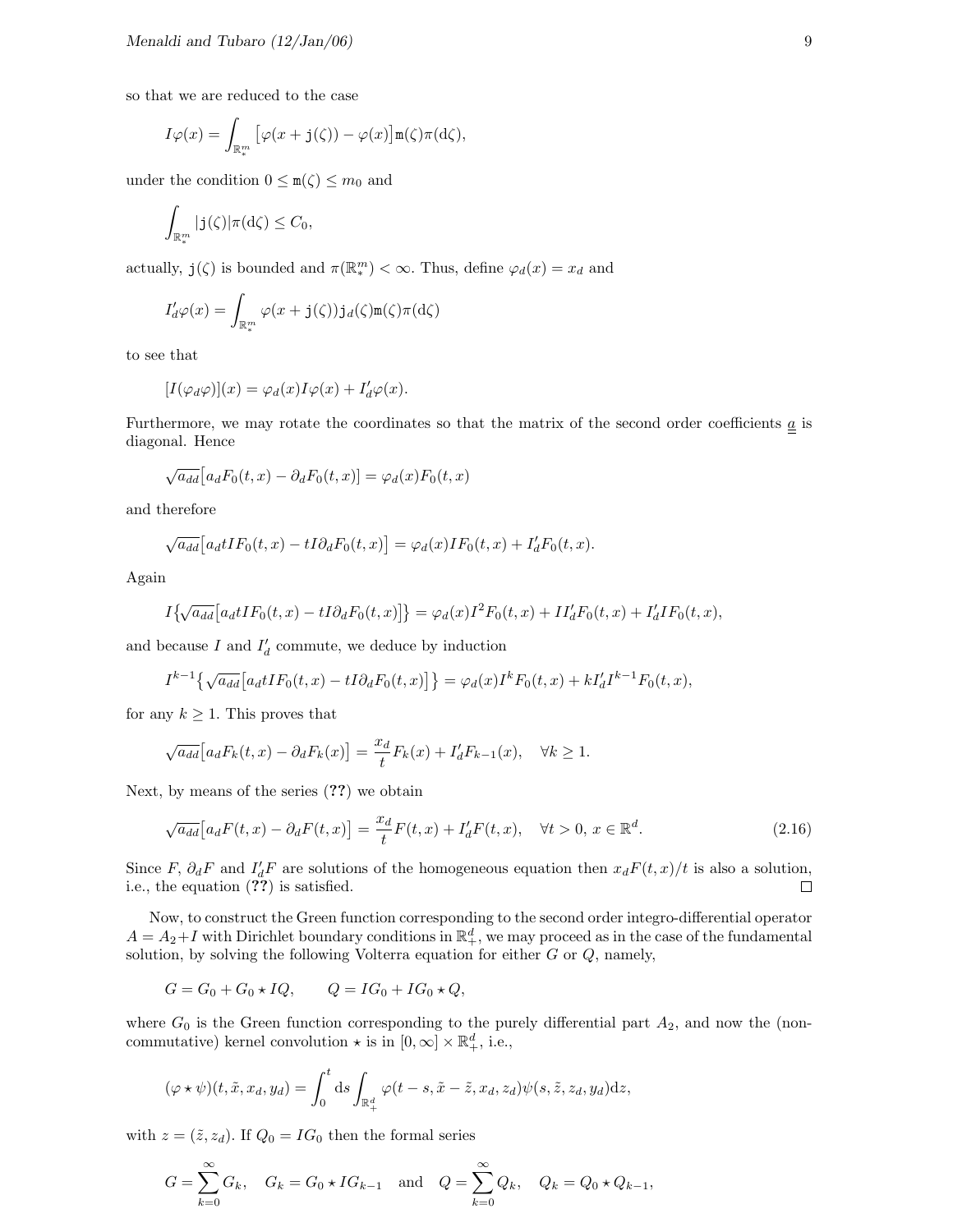so that we are reduced to the case

$$I\varphi(x) = \int_{\mathbb{R}^m_*} \big[\varphi(x + \mathtt{j}(\zeta)) - \varphi(x)\big]\mathtt{m}(\zeta)\pi(\mathrm{d}\zeta),$$

under the condition $0 \le \mathtt{m}(\zeta) \le m_0$ and

$$\int_{\mathbb{R}^m_*} |\mathtt{j}(\zeta)|\pi(\mathrm{d}\zeta) \le C_0,$$

actually, $\mathtt{j}(\zeta)$ is bounded and $\pi(\mathbb{R}^m_*) < \infty$. Thus, define $\varphi_d(x) = x_d$ and

$$I'_d\varphi(x) = \int_{\mathbb{R}^m_*} \varphi(x + \mathtt{j}(\zeta))\mathtt{j}_d(\zeta)\mathtt{m}(\zeta)\pi(\mathrm{d}\zeta)$$

to see that

$$[I(\varphi_d\varphi)](x) = \varphi_d(x)I\varphi(x) + I'_d\varphi(x).$$

Furthermore, we may rotate the coordinates so that the matrix of the second order coefficients $\underline{\underline{a}}$ is diagonal. Hence

$$\sqrt{a_{dd}}\big[a_d F_0(t,x) - \partial_d F_0(t,x)\big] = \varphi_d(x)F_0(t,x)$$

and therefore

$$\sqrt{a_{dd}}\big[a_d tIF_0(t,x) - tI\partial_d F_0(t,x)\big] = \varphi_d(x)IF_0(t,x) + I'_d F_0(t,x).$$

Again

$$I\big\{\sqrt{a_{dd}}\big[a_d tIF_0(t,x) - tI\partial_d F_0(t,x)\big]\big\} = \varphi_d(x)I^2F_0(t,x) + II'_dF_0(t,x) + I'_dIF_0(t,x),$$

and because $I$ and $I'_d$ commute, we deduce by induction

$$I^{k-1}\big\{\sqrt{a_{dd}}\big[a_d tIF_0(t,x) - tI\partial_d F_0(t,x)\big]\big\} = \varphi_d(x)I^kF_0(t,x) + kI'_dI^{k-1}F_0(t,x),$$

for any $k \ge 1$. This proves that

$$\sqrt{a_{dd}}\big[a_d F_k(t,x) - \partial_d F_k(x)\big] = \frac{x_d}{t}F_k(x) + I'_dF_{k-1}(x), \quad \forall k \ge 1.$$

Next, by means of the series (**??**) we obtain

$$\sqrt{a_{dd}}\big[a_d F(t,x) - \partial_d F(t,x)\big] = \frac{x_d}{t}F(t,x) + I'_dF(t,x), \quad \forall t > 0,\ x \in \mathbb{R}^d. \tag{2.16}$$

Since $F$, $\partial_d F$ and $I'_d F$ are solutions of the homogeneous equation then $x_d F(t,x)/t$ is also a solution, i.e., the equation (**??**) is satisfied. □

Now, to construct the Green function corresponding to the second order integro-differential operator $A = A_2 + I$ with Dirichlet boundary conditions in $\mathbb{R}^d_+$, we may proceed as in the case of the fundamental solution, by solving the following Volterra equation for either $G$ or $Q$, namely,

$$G = G_0 + G_0 \star IQ, \qquad Q = IG_0 + IG_0 \star Q,$$

where $G_0$ is the Green function corresponding to the purely differential part $A_2$, and now the (non-commutative) kernel convolution $\star$ is in $[0,\infty] \times \mathbb{R}^d_+$, i.e.,

$$(\varphi \star \psi)(t, \tilde{x}, x_d, y_d) = \int_0^t \mathrm{d}s \int_{\mathbb{R}^d_+} \varphi(t-s, \tilde{x} - \tilde{z}, x_d, z_d)\psi(s, \tilde{z}, z_d, y_d)\mathrm{d}z,$$

with $z = (\tilde{z}, z_d)$. If $Q_0 = IG_0$ then the formal series

$$G = \sum_{k=0}^{\infty} G_k, \quad G_k = G_0 \star IG_{k-1} \quad \text{and} \quad Q = \sum_{k=0}^{\infty} Q_k, \quad Q_k = Q_0 \star Q_{k-1},$$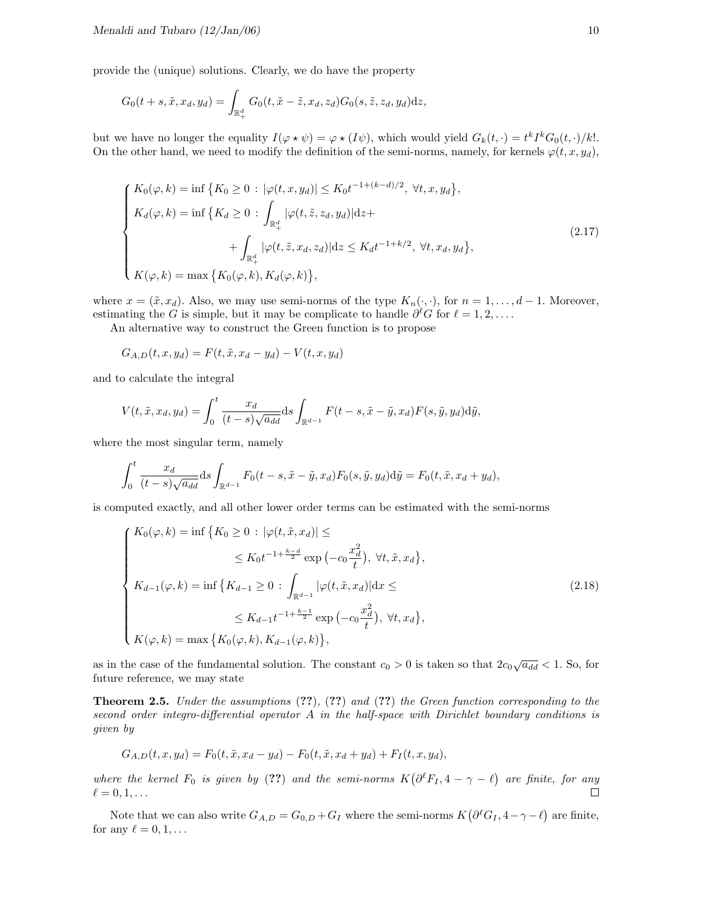provide the (unique) solutions. Clearly, we do have the property

$$G_0(t+s,\tilde{x},x_d,y_d) = \int_{\mathbb{R}^d_+} G_0(t,\tilde{x}-\tilde{z},x_d,z_d) G_0(s,\tilde{z},z_d,y_d)\mathrm{d}z,$$

but we have no longer the equality $I(\varphi \star \psi) = \varphi \star (I\psi)$, which would yield $G_k(t,\cdot) = t^k I^k G_0(t,\cdot)/k!$. On the other hand, we need to modify the definition of the semi-norms, namely, for kernels $\varphi(t,x,y_d)$,

$$\begin{cases} K_0(\varphi,k) = \inf\big\{K_0 \geq 0 \,:\, |\varphi(t,x,y_d)| \leq K_0 t^{-1+(k-d)/2},\ \forall t,x,y_d\big\}, \\ K_d(\varphi,k) = \inf\big\{K_d \geq 0 \,:\, \displaystyle\int_{\mathbb{R}^d_+} |\varphi(t,\tilde{z},z_d,y_d)|\mathrm{d}z + \\ \qquad\qquad + \displaystyle\int_{\mathbb{R}^d_+} |\varphi(t,\tilde{z},x_d,z_d)|\mathrm{d}z \leq K_d t^{-1+k/2},\ \forall t,x_d,y_d\big\}, \\ K(\varphi,k) = \max\big\{K_0(\varphi,k), K_d(\varphi,k)\big\}, \end{cases} \tag{2.17}$$

where $x = (\tilde{x},x_d)$. Also, we may use semi-norms of the type $K_n(\cdot,\cdot)$, for $n = 1,\ldots,d-1$. Moreover, estimating the $G$ is simple, but it may be complicate to handle $\partial^\ell G$ for $\ell = 1,2,\ldots$.

An alternative way to construct the Green function is to propose

$$G_{A,D}(t,x,y_d) = F(t,\tilde{x},x_d-y_d) - V(t,x,y_d)$$

and to calculate the integral

$$V(t,\tilde{x},x_d,y_d) = \int_0^t \frac{x_d}{(t-s)\sqrt{a_{dd}}}\mathrm{d}s \int_{\mathbb{R}^{d-1}} F(t-s,\tilde{x}-\tilde{y},x_d) F(s,\tilde{y},y_d)\mathrm{d}\tilde{y},$$

where the most singular term, namely

$$\int_0^t \frac{x_d}{(t-s)\sqrt{a_{dd}}}\mathrm{d}s \int_{\mathbb{R}^{d-1}} F_0(t-s,\tilde{x}-\tilde{y},x_d) F_0(s,\tilde{y},y_d)\mathrm{d}\tilde{y} = F_0(t,\tilde{x},x_d+y_d),$$

is computed exactly, and all other lower order terms can be estimated with the semi-norms

$$\begin{cases} K_0(\varphi,k) = \inf\big\{K_0 \geq 0 \,:\, |\varphi(t,\tilde{x},x_d)| \leq \\ \qquad\qquad \leq K_0 t^{-1+\frac{k-d}{2}} \exp\big(-c_0\dfrac{x_d^2}{t}\big),\ \forall t,\tilde{x},x_d\big\}, \\ K_{d-1}(\varphi,k) = \inf\big\{K_{d-1} \geq 0 \,:\, \displaystyle\int_{\mathbb{R}^{d-1}} |\varphi(t,\tilde{x},x_d)|\mathrm{d}x \leq \\ \qquad\qquad \leq K_{d-1} t^{-1+\frac{k-1}{2}} \exp\big(-c_0\dfrac{x_d^2}{t}\big),\ \forall t,x_d\big\}, \\ K(\varphi,k) = \max\big\{K_0(\varphi,k), K_{d-1}(\varphi,k)\big\}, \end{cases} \tag{2.18}$$

as in the case of the fundamental solution. The constant $c_0 > 0$ is taken so that $2c_0\sqrt{a_{dd}} < 1$. So, for future reference, we may state

**Theorem 2.5.** *Under the assumptions (??), (??) and (??) the Green function corresponding to the second order integro-differential operator $A$ in the half-space with Dirichlet boundary conditions is given by*

$$G_{A,D}(t,x,y_d) = F_0(t,\tilde{x},x_d-y_d) - F_0(t,\tilde{x},x_d+y_d) + F_I(t,x,y_d),$$

*where the kernel $F_0$ is given by (??) and the semi-norms $K\big(\partial^\ell F_I, 4-\gamma-\ell\big)$ are finite, for any $\ell = 0,1,\ldots$* □

Note that we can also write $G_{A,D} = G_{0,D} + G_I$ where the semi-norms $K\big(\partial^\ell G_I, 4-\gamma-\ell\big)$ are finite, for any $\ell = 0,1,\ldots$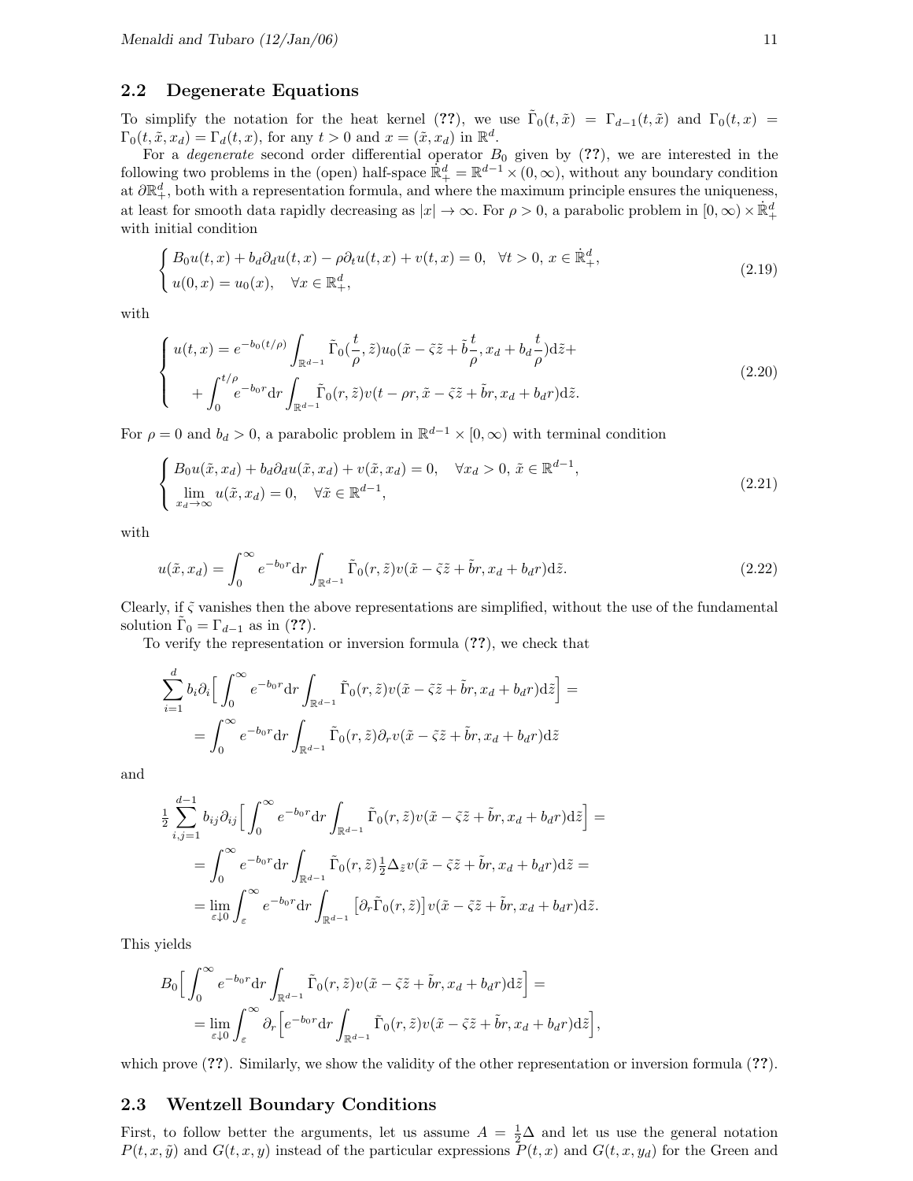## 2.2 Degenerate Equations

To simplify the notation for the heat kernel (**??**), we use $\tilde{\Gamma}_0(t,\tilde{x}) = \Gamma_{d-1}(t,\tilde{x})$ and $\Gamma_0(t,x) = \Gamma_0(t,\tilde{x},x_d) = \Gamma_d(t,x)$, for any $t>0$ and $x=(\tilde{x},x_d)$ in $\mathbb{R}^d$.

For a *degenerate* second order differential operator $B_0$ given by (**??**), we are interested in the following two problems in the (open) half-space $\dot{\mathbb{R}}^d_+ = \mathbb{R}^{d-1}\times(0,\infty)$, without any boundary condition at $\partial\mathbb{R}^d_+$, both with a representation formula, and where the maximum principle ensures the uniqueness, at least for smooth data rapidly decreasing as $|x|\to\infty$. For $\rho>0$, a parabolic problem in $[0,\infty)\times\dot{\mathbb{R}}^d_+$ with initial condition

$$
\begin{cases}
B_0 u(t,x) + b_d\partial_d u(t,x) - \rho\partial_t u(t,x) + v(t,x) = 0, & \forall t>0,\ x\in\dot{\mathbb{R}}^d_+,\\
u(0,x) = u_0(x), & \forall x\in\mathbb{R}^d_+,
\end{cases}
\tag{2.19}
$$

with

$$
\begin{cases}
u(t,x) = e^{-b_0(t/\rho)}\displaystyle\int_{\mathbb{R}^{d-1}}\tilde{\Gamma}_0(\frac{t}{\rho},\tilde{z})u_0(\tilde{x}-\tilde{\varsigma}\tilde{z}+\tilde{b}\frac{t}{\rho},x_d+b_d\frac{t}{\rho})\mathrm{d}\tilde{z}+\\
\quad +\displaystyle\int_0^{t/\rho}e^{-b_0 r}\mathrm{d}r\int_{\mathbb{R}^{d-1}}\tilde{\Gamma}_0(r,\tilde{z})v(t-\rho r,\tilde{x}-\tilde{\varsigma}\tilde{z}+\tilde{b}r,x_d+b_d r)\mathrm{d}\tilde{z}.
\end{cases}
\tag{2.20}
$$

For $\rho=0$ and $b_d>0$, a parabolic problem in $\mathbb{R}^{d-1}\times[0,\infty)$ with terminal condition

$$
\begin{cases}
B_0 u(\tilde{x},x_d) + b_d\partial_d u(\tilde{x},x_d) + v(\tilde{x},x_d) = 0, & \forall x_d>0,\ \tilde{x}\in\mathbb{R}^{d-1},\\
\displaystyle\lim_{x_d\to\infty} u(\tilde{x},x_d) = 0, & \forall \tilde{x}\in\mathbb{R}^{d-1},
\end{cases}
\tag{2.21}
$$

with

$$
u(\tilde{x},x_d) = \int_0^\infty e^{-b_0 r}\mathrm{d}r\int_{\mathbb{R}^{d-1}}\tilde{\Gamma}_0(r,\tilde{z})v(\tilde{x}-\tilde{\varsigma}\tilde{z}+\tilde{b}r,x_d+b_d r)\mathrm{d}\tilde{z}.
\tag{2.22}
$$

Clearly, if $\tilde{\varsigma}$ vanishes then the above representations are simplified, without the use of the fundamental solution $\tilde{\Gamma}_0=\Gamma_{d-1}$ as in (**??**).

To verify the representation or inversion formula (**??**), we check that

$$
\sum_{i=1}^d b_i\partial_i\Big[\int_0^\infty e^{-b_0 r}\mathrm{d}r\int_{\mathbb{R}^{d-1}}\tilde{\Gamma}_0(r,\tilde{z})v(\tilde{x}-\tilde{\varsigma}\tilde{z}+\tilde{b}r,x_d+b_d r)\mathrm{d}\tilde{z}\Big] =
$$
$$
= \int_0^\infty e^{-b_0 r}\mathrm{d}r\int_{\mathbb{R}^{d-1}}\tilde{\Gamma}_0(r,\tilde{z})\partial_r v(\tilde{x}-\tilde{\varsigma}\tilde{z}+\tilde{b}r,x_d+b_d r)\mathrm{d}\tilde{z}
$$

and

$$
\tfrac{1}{2}\sum_{i,j=1}^{d-1} b_{ij}\partial_{ij}\Big[\int_0^\infty e^{-b_0 r}\mathrm{d}r\int_{\mathbb{R}^{d-1}}\tilde{\Gamma}_0(r,\tilde{z})v(\tilde{x}-\tilde{\varsigma}\tilde{z}+\tilde{b}r,x_d+b_d r)\mathrm{d}\tilde{z}\Big] =
$$
$$
= \int_0^\infty e^{-b_0 r}\mathrm{d}r\int_{\mathbb{R}^{d-1}}\tilde{\Gamma}_0(r,\tilde{z})\tfrac{1}{2}\Delta_{\tilde{z}} v(\tilde{x}-\tilde{\varsigma}\tilde{z}+\tilde{b}r,x_d+b_d r)\mathrm{d}\tilde{z} =
$$
$$
= \lim_{\varepsilon\downarrow 0}\int_\varepsilon^\infty e^{-b_0 r}\mathrm{d}r\int_{\mathbb{R}^{d-1}}\big[\partial_r\tilde{\Gamma}_0(r,\tilde{z})\big]v(\tilde{x}-\tilde{\varsigma}\tilde{z}+\tilde{b}r,x_d+b_d r)\mathrm{d}\tilde{z}.
$$

This yields

$$
B_0\Big[\int_0^\infty e^{-b_0 r}\mathrm{d}r\int_{\mathbb{R}^{d-1}}\tilde{\Gamma}_0(r,\tilde{z})v(\tilde{x}-\tilde{\varsigma}\tilde{z}+\tilde{b}r,x_d+b_d r)\mathrm{d}\tilde{z}\Big] =
$$
$$
= \lim_{\varepsilon\downarrow 0}\int_\varepsilon^\infty \partial_r\Big[e^{-b_0 r}\mathrm{d}r\int_{\mathbb{R}^{d-1}}\tilde{\Gamma}_0(r,\tilde{z})v(\tilde{x}-\tilde{\varsigma}\tilde{z}+\tilde{b}r,x_d+b_d r)\mathrm{d}\tilde{z}\Big],
$$

which prove (**??**). Similarly, we show the validity of the other representation or inversion formula (**??**).

## 2.3 Wentzell Boundary Conditions

First, to follow better the arguments, let us assume $A=\frac{1}{2}\Delta$ and let us use the general notation $P(t,x,\tilde{y})$ and $G(t,x,y)$ instead of the particular expressions $P(t,x)$ and $G(t,x,y_d)$ for the Green and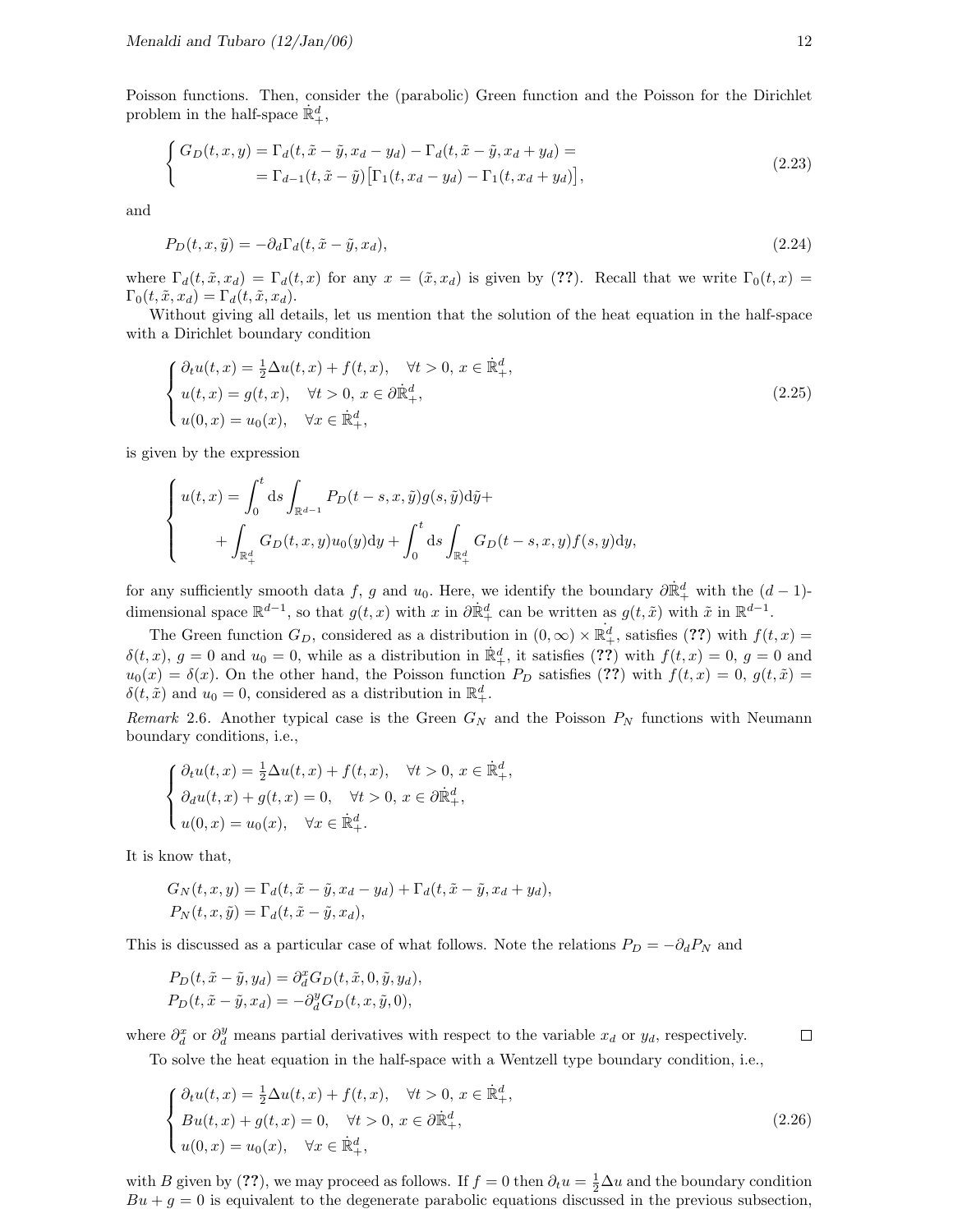Poisson functions. Then, consider the (parabolic) Green function and the Poisson for the Dirichlet problem in the half-space $\dot{\mathbb{R}}^d_+$,

$$
\begin{cases} G_D(t,x,y) = \Gamma_d(t,\tilde{x}-\tilde{y},x_d-y_d) - \Gamma_d(t,\tilde{x}-\tilde{y},x_d+y_d) = \\ \qquad\qquad\quad = \Gamma_{d-1}(t,\tilde{x}-\tilde{y})\big[\Gamma_1(t,x_d-y_d) - \Gamma_1(t,x_d+y_d)\big], \end{cases} \tag{2.23}
$$

and

$$
P_D(t,x,\tilde{y}) = -\partial_d \Gamma_d(t,\tilde{x}-\tilde{y},x_d), \tag{2.24}
$$

where $\Gamma_d(t,\tilde{x},x_d) = \Gamma_d(t,x)$ for any $x = (\tilde{x},x_d)$ is given by (??). Recall that we write $\Gamma_0(t,x) = \Gamma_0(t,\tilde{x},x_d) = \Gamma_d(t,\tilde{x},x_d)$.

Without giving all details, let us mention that the solution of the heat equation in the half-space with a Dirichlet boundary condition

$$
\begin{cases} \partial_t u(t,x) = \frac{1}{2}\Delta u(t,x) + f(t,x), \quad \forall t>0,\ x \in \dot{\mathbb{R}}^d_+, \\ u(t,x) = g(t,x), \quad \forall t>0,\ x \in \partial\dot{\mathbb{R}}^d_+, \\ u(0,x) = u_0(x), \quad \forall x \in \dot{\mathbb{R}}^d_+, \end{cases} \tag{2.25}
$$

is given by the expression

$$
\begin{cases} u(t,x) = \displaystyle\int_0^t \mathrm{d}s \int_{\mathbb{R}^{d-1}} P_D(t-s,x,\tilde{y}) g(s,\tilde{y}) \mathrm{d}\tilde{y} + \\ \qquad + \displaystyle\int_{\mathbb{R}^d_+} G_D(t,x,y) u_0(y) \mathrm{d}y + \int_0^t \mathrm{d}s \int_{\mathbb{R}^d_+} G_D(t-s,x,y) f(s,y) \mathrm{d}y, \end{cases}
$$

for any sufficiently smooth data $f$, $g$ and $u_0$. Here, we identify the boundary $\partial\dot{\mathbb{R}}^d_+$ with the $(d-1)$-dimensional space $\mathbb{R}^{d-1}$, so that $g(t,x)$ with $x$ in $\partial\dot{\mathbb{R}}^d_+$ can be written as $g(t,\tilde{x})$ with $\tilde{x}$ in $\mathbb{R}^{d-1}$.

The Green function $G_D$, considered as a distribution in $(0,\infty) \times \dot{\mathbb{R}}^d_+$, satisfies (??) with $f(t,x) = \delta(t,x)$, $g = 0$ and $u_0 = 0$, while as a distribution in $\dot{\mathbb{R}}^d_+$, it satisfies (??) with $f(t,x) = 0$, $g = 0$ and $u_0(x) = \delta(x)$. On the other hand, the Poisson function $P_D$ satisfies (??) with $f(t,x) = 0$, $g(t,\tilde{x}) = \delta(t,\tilde{x})$ and $u_0 = 0$, considered as a distribution in $\mathbb{R}^d_+$.

*Remark* 2.6. Another typical case is the Green $G_N$ and the Poisson $P_N$ functions with Neumann boundary conditions, i.e.,

$$
\begin{cases} \partial_t u(t,x) = \frac{1}{2}\Delta u(t,x) + f(t,x), \quad \forall t>0,\ x \in \dot{\mathbb{R}}^d_+, \\ \partial_d u(t,x) + g(t,x) = 0, \quad \forall t>0,\ x \in \partial\dot{\mathbb{R}}^d_+, \\ u(0,x) = u_0(x), \quad \forall x \in \dot{\mathbb{R}}^d_+. \end{cases}
$$

It is know that,

$$
\begin{aligned} &G_N(t,x,y) = \Gamma_d(t,\tilde{x}-\tilde{y},x_d-y_d) + \Gamma_d(t,\tilde{x}-\tilde{y},x_d+y_d), \\ &P_N(t,x,\tilde{y}) = \Gamma_d(t,\tilde{x}-\tilde{y},x_d), \end{aligned}
$$

This is discussed as a particular case of what follows. Note the relations $P_D = -\partial_d P_N$ and

$$
\begin{aligned} &P_D(t,\tilde{x}-\tilde{y},y_d) = \partial^x_d G_D(t,\tilde{x},0,\tilde{y},y_d), \\ &P_D(t,\tilde{x}-\tilde{y},x_d) = -\partial^y_d G_D(t,x,\tilde{y},0), \end{aligned}
$$

where $\partial^x_d$ or $\partial^y_d$ means partial derivatives with respect to the variable $x_d$ or $y_d$, respectively. □

To solve the heat equation in the half-space with a Wentzell type boundary condition, i.e.,

$$
\begin{cases} \partial_t u(t,x) = \frac{1}{2}\Delta u(t,x) + f(t,x), \quad \forall t>0,\ x \in \dot{\mathbb{R}}^d_+, \\ Bu(t,x) + g(t,x) = 0, \quad \forall t>0,\ x \in \partial\dot{\mathbb{R}}^d_+, \\ u(0,x) = u_0(x), \quad \forall x \in \dot{\mathbb{R}}^d_+, \end{cases} \tag{2.26}
$$

with $B$ given by (??), we may proceed as follows. If $f = 0$ then $\partial_t u = \frac{1}{2}\Delta u$ and the boundary condition $Bu + g = 0$ is equivalent to the degenerate parabolic equations discussed in the previous subsection,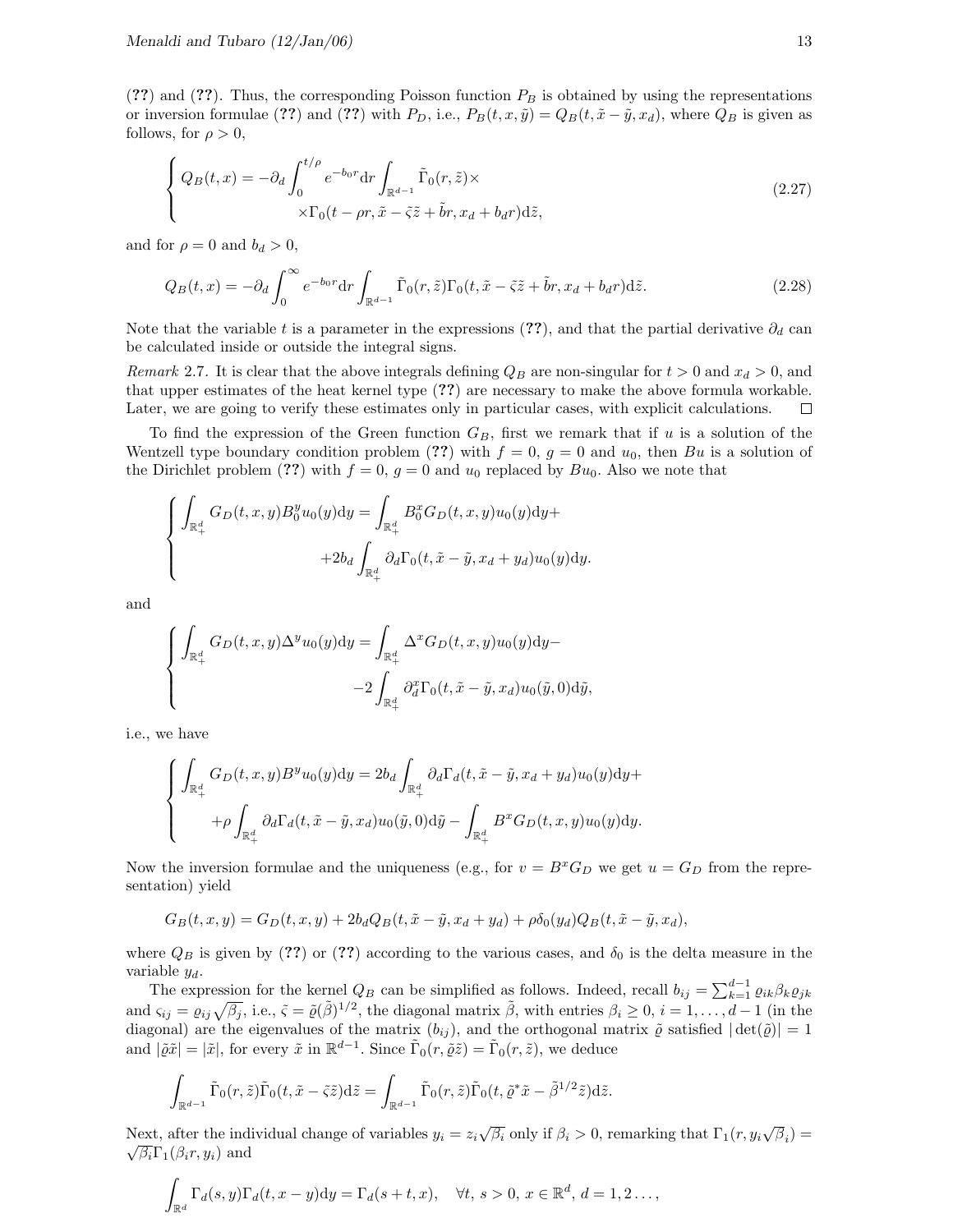(**??**) and (**??**). Thus, the corresponding Poisson function $P_B$ is obtained by using the representations or inversion formulae (**??**) and (**??**) with $P_D$, i.e., $P_B(t,x,\tilde{y}) = Q_B(t,\tilde{x}-\tilde{y},x_d)$, where $Q_B$ is given as follows, for $\rho > 0$,

$$
\begin{cases}
Q_B(t,x) = -\partial_d \displaystyle\int_0^{t/\rho} e^{-b_0 r}\mathrm{d}r \int_{\mathbb{R}^{d-1}} \tilde{\Gamma}_0(r,\tilde{z}) \times \\
\qquad\qquad \times \Gamma_0(t-\rho r, \tilde{x} - \tilde{\varsigma}\tilde{z} + \tilde{b}r, x_d + b_d r)\mathrm{d}\tilde{z},
\end{cases}
\tag{2.27}
$$

and for $\rho = 0$ and $b_d > 0$,

$$
Q_B(t,x) = -\partial_d \int_0^{\infty} e^{-b_0 r}\mathrm{d}r \int_{\mathbb{R}^{d-1}} \tilde{\Gamma}_0(r,\tilde{z})\Gamma_0(t,\tilde{x} - \tilde{\varsigma}\tilde{z} + \tilde{b}r, x_d + b_d r)\mathrm{d}\tilde{z}. \tag{2.28}
$$

Note that the variable $t$ is a parameter in the expressions (**??**), and that the partial derivative $\partial_d$ can be calculated inside or outside the integral signs.

*Remark* 2.7. It is clear that the above integrals defining $Q_B$ are non-singular for $t > 0$ and $x_d > 0$, and that upper estimates of the heat kernel type (**??**) are necessary to make the above formula workable. Later, we are going to verify these estimates only in particular cases, with explicit calculations. □

To find the expression of the Green function $G_B$, first we remark that if $u$ is a solution of the Wentzell type boundary condition problem (**??**) with $f = 0$, $g = 0$ and $u_0$, then $Bu$ is a solution of the Dirichlet problem (**??**) with $f = 0$, $g = 0$ and $u_0$ replaced by $Bu_0$. Also we note that

$$
\begin{cases}
\displaystyle\int_{\mathbb{R}^d_+} G_D(t,x,y)B_0^y u_0(y)\mathrm{d}y = \int_{\mathbb{R}^d_+} B_0^x G_D(t,x,y)u_0(y)\mathrm{d}y + \\
\qquad\qquad + 2b_d \displaystyle\int_{\mathbb{R}^d_+} \partial_d \Gamma_0(t,\tilde{x}-\tilde{y},x_d+y_d)u_0(y)\mathrm{d}y.
\end{cases}
$$

and

$$
\begin{cases}
\displaystyle\int_{\mathbb{R}^d_+} G_D(t,x,y)\Delta^y u_0(y)\mathrm{d}y = \int_{\mathbb{R}^d_+} \Delta^x G_D(t,x,y)u_0(y)\mathrm{d}y - \\
\qquad\qquad - 2\displaystyle\int_{\mathbb{R}^d_+} \partial_d^x \Gamma_0(t,\tilde{x}-\tilde{y},x_d)u_0(\tilde{y},0)\mathrm{d}\tilde{y},
\end{cases}
$$

i.e., we have

$$
\begin{cases}
\displaystyle\int_{\mathbb{R}^d_+} G_D(t,x,y)B^y u_0(y)\mathrm{d}y = 2b_d \int_{\mathbb{R}^d_+} \partial_d \Gamma_d(t,\tilde{x}-\tilde{y},x_d+y_d)u_0(y)\mathrm{d}y + \\
\qquad + \rho \displaystyle\int_{\mathbb{R}^d_+} \partial_d \Gamma_d(t,\tilde{x}-\tilde{y},x_d)u_0(\tilde{y},0)\mathrm{d}\tilde{y} - \int_{\mathbb{R}^d_+} B^x G_D(t,x,y)u_0(y)\mathrm{d}y.
\end{cases}
$$

Now the inversion formulae and the uniqueness (e.g., for $v = B^x G_D$ we get $u = G_D$ from the representation) yield

$$
G_B(t,x,y) = G_D(t,x,y) + 2b_d Q_B(t,\tilde{x}-\tilde{y},x_d+y_d) + \rho\delta_0(y_d)Q_B(t,\tilde{x}-\tilde{y},x_d),
$$

where $Q_B$ is given by (**??**) or (**??**) according to the various cases, and $\delta_0$ is the delta measure in the variable $y_d$.

The expression for the kernel $Q_B$ can be simplified as follows. Indeed, recall $b_{ij} = \sum_{k=1}^{d-1} \varrho_{ik}\beta_k\varrho_{jk}$ and $\varsigma_{ij} = \varrho_{ij}\sqrt{\beta_j}$, i.e., $\tilde{\varsigma} = \tilde{\varrho}(\tilde{\beta})^{1/2}$, the diagonal matrix $\tilde{\beta}$, with entries $\beta_i \geq 0$, $i = 1,\ldots,d-1$ (in the diagonal) are the eigenvalues of the matrix $(b_{ij})$, and the orthogonal matrix $\tilde{\varrho}$ satisfied $|\det(\tilde{\varrho})| = 1$ and $|\tilde{\varrho}\tilde{x}| = |\tilde{x}|$, for every $\tilde{x}$ in $\mathbb{R}^{d-1}$. Since $\tilde{\Gamma}_0(r,\tilde{\varrho}\tilde{z}) = \tilde{\Gamma}_0(r,\tilde{z})$, we deduce

$$
\int_{\mathbb{R}^{d-1}} \tilde{\Gamma}_0(r,\tilde{z})\tilde{\Gamma}_0(t,\tilde{x}-\tilde{\varsigma}\tilde{z})\mathrm{d}\tilde{z} = \int_{\mathbb{R}^{d-1}} \tilde{\Gamma}_0(r,\tilde{z})\tilde{\Gamma}_0(t,\tilde{\varrho}^*\tilde{x} - \tilde{\beta}^{1/2}\tilde{z})\mathrm{d}\tilde{z}.
$$

Next, after the individual change of variables $y_i = z_i\sqrt{\beta_i}$ only if $\beta_i > 0$, remarking that $\Gamma_1(r, y_i\sqrt{\beta_i}) = \sqrt{\beta_i}\Gamma_1(\beta_i r, y_i)$ and

$$
\int_{\mathbb{R}^d} \Gamma_d(s,y)\Gamma_d(t,x-y)\mathrm{d}y = \Gamma_d(s+t,x), \quad \forall t,\ s>0,\ x\in\mathbb{R}^d,\ d=1,2\ldots,
$$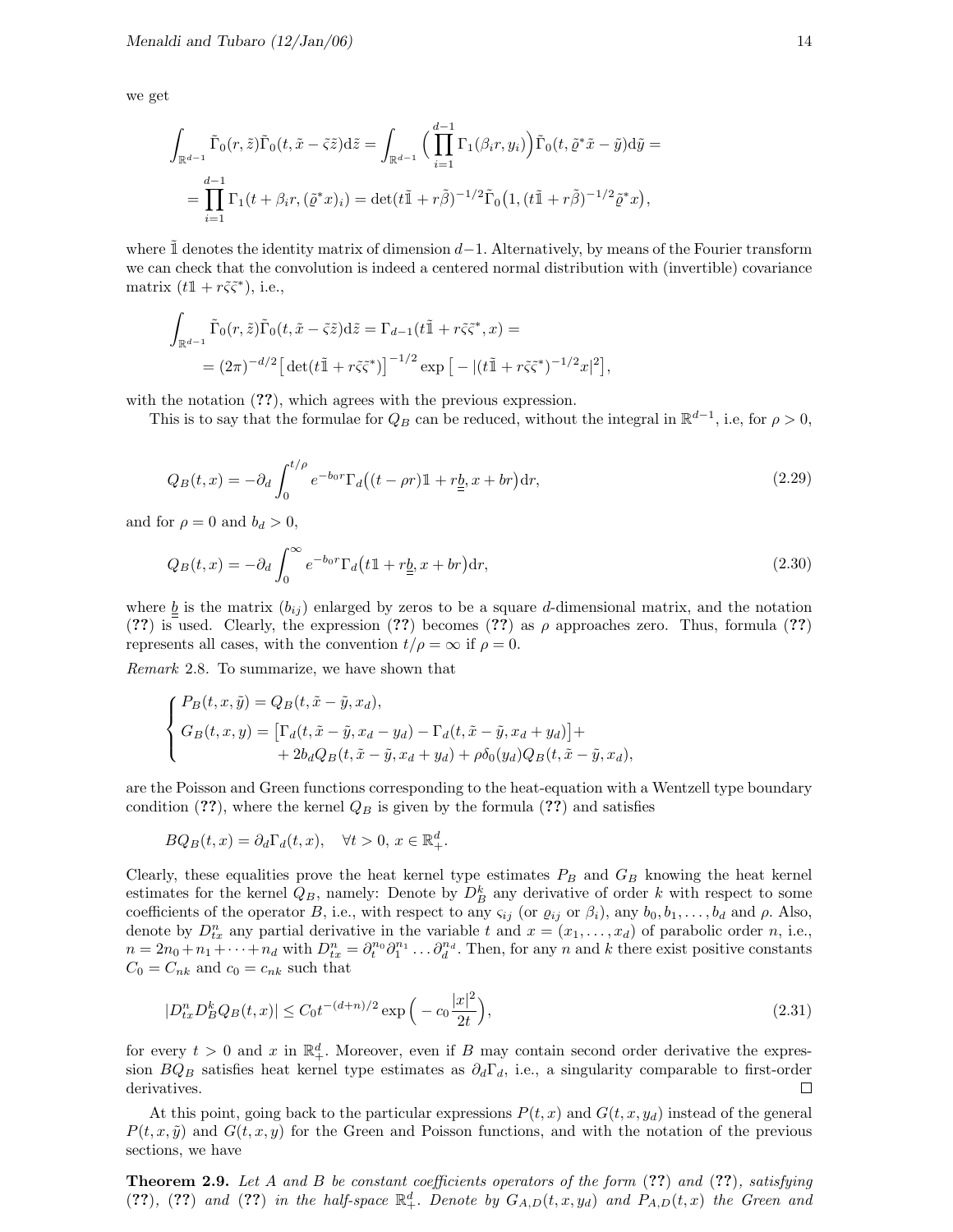we get

$$\int_{\mathbb{R}^{d-1}} \tilde{\Gamma}_0(r,\tilde{z})\tilde{\Gamma}_0(t,\tilde{x}-\tilde{\varsigma}\tilde{z})\mathrm{d}\tilde{z} = \int_{\mathbb{R}^{d-1}} \Big(\prod_{i=1}^{d-1}\Gamma_1(\beta_i r, y_i)\Big)\tilde{\Gamma}_0(t,\tilde{\varrho}^*\tilde{x}-\tilde{y})\mathrm{d}\tilde{y} =$$
$$= \prod_{i=1}^{d-1}\Gamma_1(t+\beta_i r,(\tilde{\varrho}^* x)_i) = \det(t\tilde{\mathbb{1}}+r\tilde{\beta})^{-1/2}\tilde{\Gamma}_0\big(1,(t\tilde{\mathbb{1}}+r\tilde{\beta})^{-1/2}\tilde{\varrho}^* x\big),$$

where $\tilde{\mathbb{1}}$ denotes the identity matrix of dimension $d-1$. Alternatively, by means of the Fourier transform we can check that the convolution is indeed a centered normal distribution with (invertible) covariance matrix $(t\mathbb{1}+r\tilde{\varsigma}\tilde{\varsigma}^*)$, i.e.,

$$\int_{\mathbb{R}^{d-1}} \tilde{\Gamma}_0(r,\tilde{z})\tilde{\Gamma}_0(t,\tilde{x}-\tilde{\varsigma}\tilde{z})\mathrm{d}\tilde{z} = \Gamma_{d-1}(t\tilde{\mathbb{1}}+r\tilde{\varsigma}\tilde{\varsigma}^*, x) =$$
$$= (2\pi)^{-d/2}\big[\det(t\tilde{\mathbb{1}}+r\tilde{\varsigma}\tilde{\varsigma}^*)\big]^{-1/2}\exp\big[-|(t\tilde{\mathbb{1}}+r\tilde{\varsigma}\tilde{\varsigma}^*)^{-1/2}x|^2\big],$$

with the notation (**??**), which agrees with the previous expression.

This is to say that the formulae for $Q_B$ can be reduced, without the integral in $\mathbb{R}^{d-1}$, i.e, for $\rho > 0$,

$$Q_B(t,x) = -\partial_d \int_0^{t/\rho} e^{-b_0 r}\Gamma_d\big((t-\rho r)\mathbb{1}+r\underline{\underline{b}}, x+br\big)\mathrm{d}r, \tag{2.29}$$

and for $\rho = 0$ and $b_d > 0$,

$$Q_B(t,x) = -\partial_d \int_0^{\infty} e^{-b_0 r}\Gamma_d\big(t\mathbb{1}+r\underline{\underline{b}}, x+br\big)\mathrm{d}r, \tag{2.30}$$

where $\underline{\underline{b}}$ is the matrix $(b_{ij})$ enlarged by zeros to be a square $d$-dimensional matrix, and the notation (**??**) is used. Clearly, the expression (**??**) becomes (**??**) as $\rho$ approaches zero. Thus, formula (**??**) represents all cases, with the convention $t/\rho = \infty$ if $\rho = 0$.

*Remark* 2.8. To summarize, we have shown that

$$\begin{cases} P_B(t,x,\tilde{y}) = Q_B(t,\tilde{x}-\tilde{y},x_d), \\ G_B(t,x,y) = \big[\Gamma_d(t,\tilde{x}-\tilde{y},x_d-y_d) - \Gamma_d(t,\tilde{x}-\tilde{y},x_d+y_d)\big] + \\ \qquad\qquad + 2b_d Q_B(t,\tilde{x}-\tilde{y},x_d+y_d) + \rho\delta_0(y_d)Q_B(t,\tilde{x}-\tilde{y},x_d), \end{cases}$$

are the Poisson and Green functions corresponding to the heat-equation with a Wentzell type boundary condition (**??**), where the kernel $Q_B$ is given by the formula (**??**) and satisfies

$$BQ_B(t,x) = \partial_d\Gamma_d(t,x), \quad \forall t > 0,\ x \in \mathbb{R}^d_+.$$

Clearly, these equalities prove the heat kernel type estimates $P_B$ and $G_B$ knowing the heat kernel estimates for the kernel $Q_B$, namely: Denote by $D_B^k$ any derivative of order $k$ with respect to some coefficients of the operator $B$, i.e., with respect to any $\varsigma_{ij}$ (or $\varrho_{ij}$ or $\beta_i$), any $b_0, b_1, \ldots, b_d$ and $\rho$. Also, denote by $D_{tx}^n$ any partial derivative in the variable $t$ and $x = (x_1, \ldots, x_d)$ of parabolic order $n$, i.e., $n = 2n_0 + n_1 + \cdots + n_d$ with $D_{tx}^n = \partial_t^{n_0}\partial_1^{n_1}\ldots\partial_d^{n_d}$. Then, for any $n$ and $k$ there exist positive constants $C_0 = C_{nk}$ and $c_0 = c_{nk}$ such that

$$|D_{tx}^n D_B^k Q_B(t,x)| \le C_0 t^{-(d+n)/2}\exp\Big(-c_0\frac{|x|^2}{2t}\Big), \tag{2.31}$$

for every $t > 0$ and $x$ in $\mathbb{R}^d_+$. Moreover, even if $B$ may contain second order derivative the expression $BQ_B$ satisfies heat kernel type estimates as $\partial_d\Gamma_d$, i.e., a singularity comparable to first-order derivatives. □

At this point, going back to the particular expressions $P(t,x)$ and $G(t,x,y_d)$ instead of the general $P(t,x,\tilde{y})$ and $G(t,x,y)$ for the Green and Poisson functions, and with the notation of the previous sections, we have

**Theorem 2.9.** *Let $A$ and $B$ be constant coefficients operators of the form* (**??**) *and* (**??**)*, satisfying* (**??**)*,* (**??**) *and* (**??**) *in the half-space $\mathbb{R}^d_+$. Denote by $G_{A,D}(t,x,y_d)$ and $P_{A,D}(t,x)$ the Green and*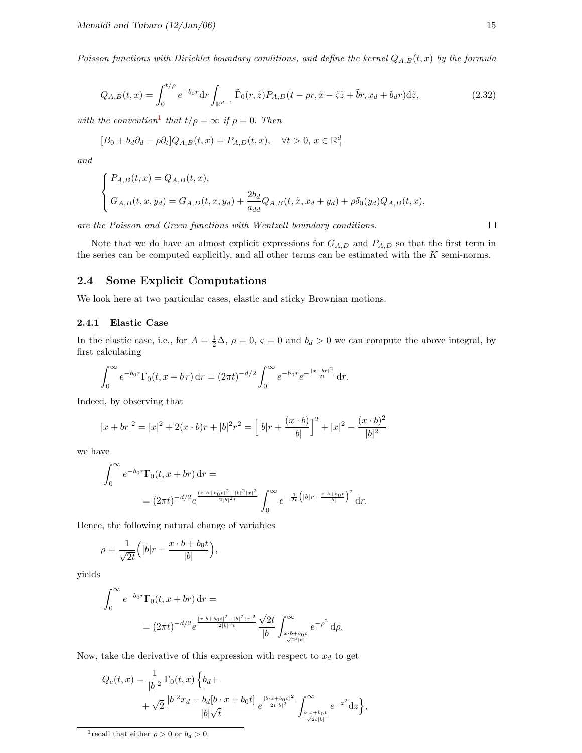*Poisson functions with Dirichlet boundary conditions, and define the kernel $Q_{A,B}(t,x)$ by the formula*

$$Q_{A,B}(t,x) = \int_0^{t/\rho} e^{-b_0 r} \mathrm{d}r \int_{\mathbb{R}^{d-1}} \tilde{\Gamma}_0(r,\tilde{z}) P_{A,D}(t-\rho r, \tilde{x} - \tilde{\varsigma}\tilde{z} + \tilde{b}r, x_d + b_d r) \mathrm{d}\tilde{z}, \tag{2.32}$$

*with the convention*[1] *that $t/\rho = \infty$ if $\rho = 0$. Then*

$$[B_0 + b_d \partial_d - \rho \partial_t] Q_{A,B}(t,x) = P_{A,D}(t,x), \quad \forall t > 0,\ x \in \mathbb{R}^d_+$$

*and*

$$\begin{cases} P_{A,B}(t,x) = Q_{A,B}(t,x), \\ G_{A,B}(t,x,y_d) = G_{A,D}(t,x,y_d) + \dfrac{2b_d}{a_{dd}} Q_{A,B}(t,\tilde{x}, x_d + y_d) + \rho \delta_0(y_d) Q_{A,B}(t,x), \end{cases}$$

*are the Poisson and Green functions with Wentzell boundary conditions.* □

Note that we do have an almost explicit expressions for $G_{A,D}$ and $P_{A,D}$ so that the first term in the series can be computed explicitly, and all other terms can be estimated with the $K$ semi-norms.

## 2.4 Some Explicit Computations

We look here at two particular cases, elastic and sticky Brownian motions.

### 2.4.1 Elastic Case

In the elastic case, i.e., for $A = \frac{1}{2}\Delta$, $\rho = 0$, $\varsigma = 0$ and $b_d > 0$ we can compute the above integral, by first calculating

$$\int_0^\infty e^{-b_0 r} \Gamma_0(t, x + b\, r)\, \mathrm{d}r = (2\pi t)^{-d/2} \int_0^\infty e^{-b_0 r} e^{-\frac{|x+br|^2}{2t}}\, \mathrm{d}r.$$

Indeed, by observing that

$$|x + br|^2 = |x|^2 + 2(x \cdot b) r + |b|^2 r^2 = \Big[ |b| r + \frac{(x \cdot b)}{|b|} \Big]^2 + |x|^2 - \frac{(x \cdot b)^2}{|b|^2}$$

we have

$$\begin{aligned} &\int_0^\infty e^{-b_0 r} \Gamma_0(t, x + br)\, \mathrm{d}r = \\ &\qquad = (2\pi t)^{-d/2} e^{\frac{(x \cdot b + b_0 t)^2 - |b|^2 |x|^2}{2|b|^2 t}} \int_0^\infty e^{-\frac{1}{2t}\left(|b| r + \frac{x \cdot b + b_0 t}{|b|}\right)^2}\, \mathrm{d}r. \end{aligned}$$

Hence, the following natural change of variables

$$\rho = \frac{1}{\sqrt{2t}} \Big( |b| r + \frac{x \cdot b + b_0 t}{|b|} \Big),$$

yields

$$\begin{aligned} &\int_0^\infty e^{-b_0 r} \Gamma_0(t, x + br)\, \mathrm{d}r = \\ &\qquad = (2\pi t)^{-d/2} e^{\frac{[x \cdot b + b_0 t]^2 - |b|^2 |x|^2}{2|b|^2 t}} \frac{\sqrt{2t}}{|b|} \int_{\frac{x \cdot b + b_0 t}{\sqrt{2t}|b|}}^\infty e^{-\rho^2}\, \mathrm{d}\rho. \end{aligned}$$

Now, take the derivative of this expression with respect to $x_d$ to get

$$\begin{aligned} Q_e(t,x) = \frac{1}{|b|^2} \Gamma_0(t,x) \Big\{ & b_d + \\ & + \sqrt{2} \frac{|b|^2 x_d - b_d [b \cdot x + b_0 t]}{|b| \sqrt{t}} e^{\frac{[b \cdot x + b_0 t]^2}{2t|b|^2}} \int_{\frac{b \cdot x + b_0 t}{\sqrt{2t}|b|}}^\infty e^{-z^2} \mathrm{d}z \Big\}, \end{aligned}$$

---

[1] recall that either $\rho > 0$ or $b_d > 0$.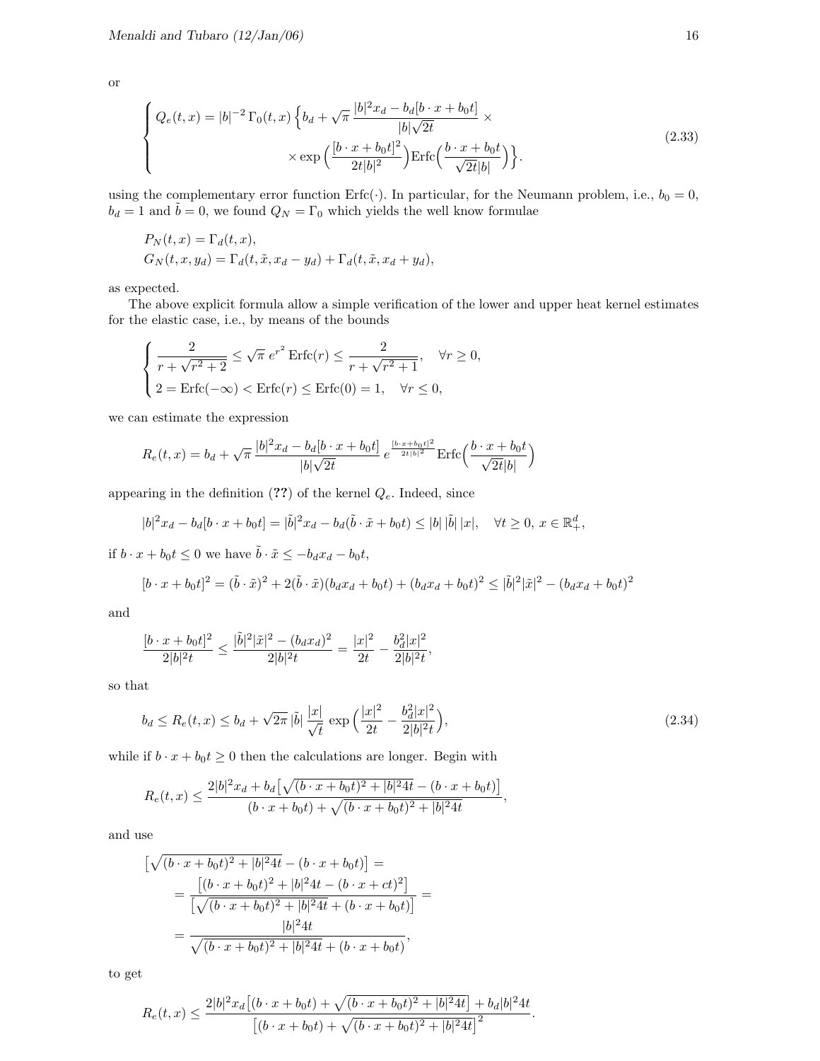or

$$
\begin{cases}
Q_e(t,x) = |b|^{-2}\,\Gamma_0(t,x)\Big\{b_d + \sqrt{\pi}\,\dfrac{|b|^2 x_d - b_d[b\cdot x + b_0 t]}{|b|\sqrt{2t}} \times \\
\qquad\qquad\qquad \times \exp\Big(\dfrac{[b\cdot x + b_0 t]^2}{2t|b|^2}\Big)\mathrm{Erfc}\Big(\dfrac{b\cdot x + b_0 t}{\sqrt{2t}|b|}\Big)\Big\}.
\end{cases}
\tag{2.33}
$$

using the complementary error function $\mathrm{Erfc}(\cdot)$. In particular, for the Neumann problem, i.e., $b_0 = 0$, $b_d = 1$ and $\tilde{b} = 0$, we found $Q_N = \Gamma_0$ which yields the well know formulae

$$
\begin{aligned}
&P_N(t,x) = \Gamma_d(t,x),\\
&G_N(t,x,y_d) = \Gamma_d(t,\tilde{x},x_d - y_d) + \Gamma_d(t,\tilde{x},x_d + y_d),
\end{aligned}
$$

as expected.

The above explicit formula allow a simple verification of the lower and upper heat kernel estimates for the elastic case, i.e., by means of the bounds

$$
\begin{cases}
\dfrac{2}{r + \sqrt{r^2+2}} \le \sqrt{\pi}\, e^{r^2}\,\mathrm{Erfc}(r) \le \dfrac{2}{r+\sqrt{r^2+1}}, \quad \forall r \ge 0,\\
2 = \mathrm{Erfc}(-\infty) < \mathrm{Erfc}(r) \le \mathrm{Erfc}(0) = 1, \quad \forall r \le 0,
\end{cases}
$$

we can estimate the expression

$$
R_e(t,x) = b_d + \sqrt{\pi}\,\frac{|b|^2 x_d - b_d[b\cdot x + b_0 t]}{|b|\sqrt{2t}}\; e^{\frac{[b\cdot x + b_0 t]^2}{2t|b|^2}}\,\mathrm{Erfc}\Big(\frac{b\cdot x + b_0 t}{\sqrt{2t}|b|}\Big)
$$

appearing in the definition (**??**) of the kernel $Q_e$. Indeed, since

$$
|b|^2 x_d - b_d[b\cdot x + b_0 t] = |\tilde{b}|^2 x_d - b_d(\tilde{b}\cdot\tilde{x} + b_0 t) \le |b|\,|\tilde{b}|\,|x|, \quad \forall t \ge 0,\ x \in \mathbb{R}^d_+,
$$

if $b\cdot x + b_0 t \le 0$ we have $\tilde{b}\cdot\tilde{x} \le -b_d x_d - b_0 t$,

$$
[b\cdot x + b_0 t]^2 = (\tilde{b}\cdot\tilde{x})^2 + 2(\tilde{b}\cdot\tilde{x})(b_d x_d + b_0 t) + (b_d x_d + b_0 t)^2 \le |\tilde{b}|^2|\tilde{x}|^2 - (b_d x_d + b_0 t)^2
$$

and

$$
\frac{[b\cdot x + b_0 t]^2}{2|b|^2 t} \le \frac{|\tilde{b}|^2|\tilde{x}|^2 - (b_d x_d)^2}{2|b|^2 t} = \frac{|x|^2}{2t} - \frac{b_d^2|x|^2}{2|b|^2 t},
$$

so that

$$
b_d \le R_e(t,x) \le b_d + \sqrt{2\pi}\,|\tilde{b}|\,\frac{|x|}{\sqrt{t}}\,\exp\Big(\frac{|x|^2}{2t} - \frac{b_d^2|x|^2}{2|b|^2 t}\Big),
\tag{2.34}
$$

while if $b\cdot x + b_0 t \ge 0$ then the calculations are longer. Begin with

$$
R_e(t,x) \le \frac{2|b|^2 x_d + b_d\big[\sqrt{(b\cdot x + b_0 t)^2 + |b|^2 4t} - (b\cdot x + b_0 t)\big]}{(b\cdot x + b_0 t) + \sqrt{(b\cdot x + b_0 t)^2 + |b|^2 4t}},
$$

and use

$$
\begin{aligned}
\big[\sqrt{(b\cdot x + b_0 t)^2 + |b|^2 4t} - (b\cdot x + b_0 t)\big] &= \\
&= \frac{\big[(b\cdot x + b_0 t)^2 + |b|^2 4t - (b\cdot x + ct)^2\big]}{\big[\sqrt{(b\cdot x + b_0 t)^2 + |b|^2 4t} + (b\cdot x + b_0 t)\big]} = \\
&= \frac{|b|^2 4t}{\sqrt{(b\cdot x + b_0 t)^2 + |b|^2 4t} + (b\cdot x + b_0 t)},
\end{aligned}
$$

to get

$$
R_e(t,x) \le \frac{2|b|^2 x_d\big[(b\cdot x + b_0 t) + \sqrt{(b\cdot x + b_0 t)^2 + |b|^2 4t}\big] + b_d|b|^2 4t}{\big[(b\cdot x + b_0 t) + \sqrt{(b\cdot x + b_0 t)^2 + |b|^2 4t}\big]^2}.
$$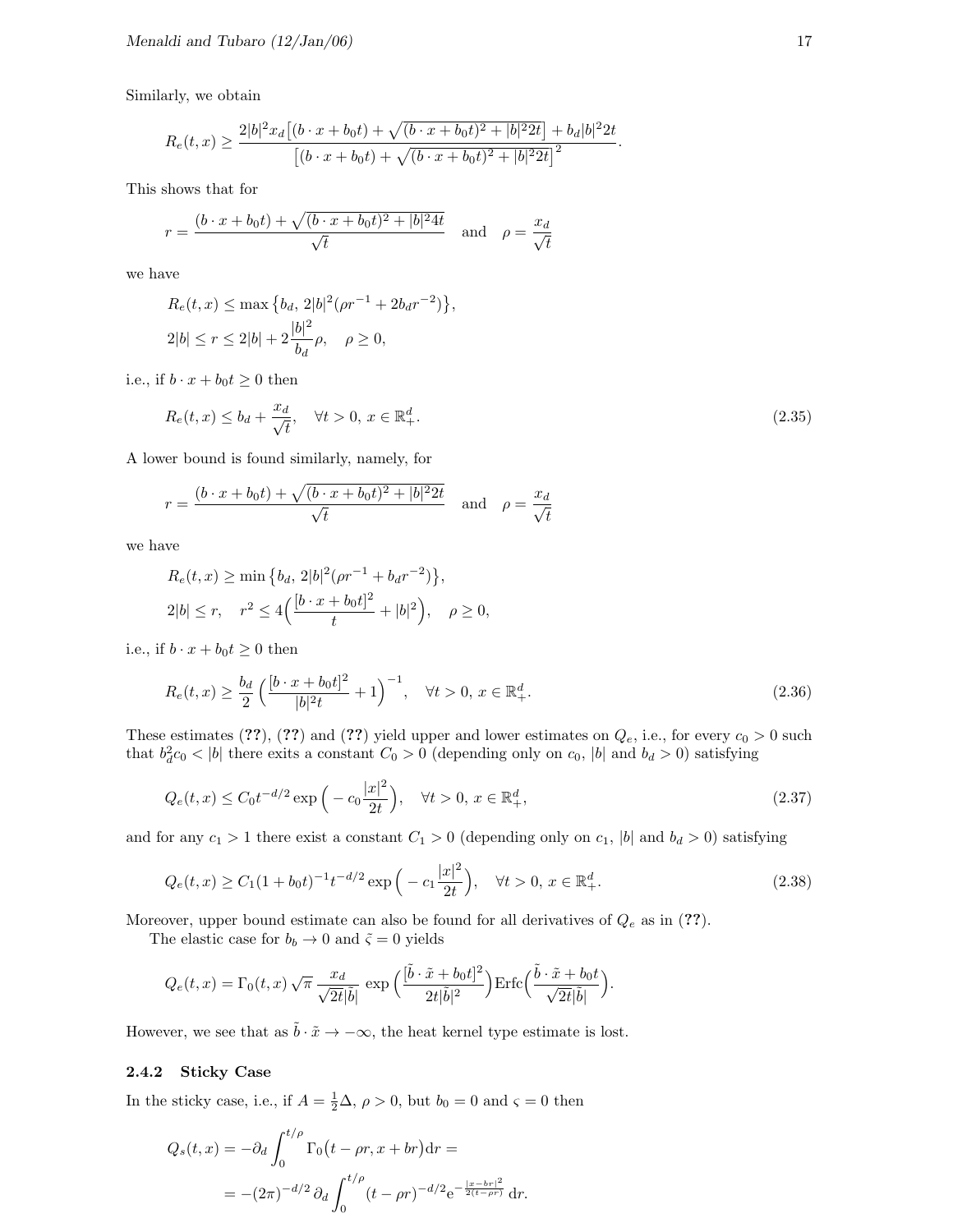Similarly, we obtain

$$R_e(t,x) \geq \frac{2|b|^2 x_d \big[(b\cdot x + b_0 t) + \sqrt{(b\cdot x + b_0 t)^2 + |b|^2 2t}\,\big] + b_d |b|^2 2t}{\big[(b\cdot x + b_0 t) + \sqrt{(b\cdot x + b_0 t)^2 + |b|^2 2t}\,\big]^2}.$$

This shows that for

$$r = \frac{(b\cdot x + b_0 t) + \sqrt{(b\cdot x + b_0 t)^2 + |b|^2 4t}}{\sqrt{t}} \quad \text{and} \quad \rho = \frac{x_d}{\sqrt{t}}$$

we have

$$R_e(t,x) \leq \max\big\{b_d,\, 2|b|^2(\rho r^{-1} + 2 b_d r^{-2})\big\},$$
$$2|b| \leq r \leq 2|b| + 2\frac{|b|^2}{b_d}\rho, \quad \rho \geq 0,$$

i.e., if $b\cdot x + b_0 t \geq 0$ then

$$R_e(t,x) \leq b_d + \frac{x_d}{\sqrt{t}}, \quad \forall t > 0,\ x \in \mathbb{R}^d_+. \tag{2.35}$$

A lower bound is found similarly, namely, for

$$r = \frac{(b\cdot x + b_0 t) + \sqrt{(b\cdot x + b_0 t)^2 + |b|^2 2t}}{\sqrt{t}} \quad \text{and} \quad \rho = \frac{x_d}{\sqrt{t}}$$

we have

$$R_e(t,x) \geq \min\big\{b_d,\, 2|b|^2(\rho r^{-1} + b_d r^{-2})\big\},$$
$$2|b| \leq r, \quad r^2 \leq 4\Big(\frac{[b\cdot x + b_0 t]^2}{t} + |b|^2\Big), \quad \rho \geq 0,$$

i.e., if $b\cdot x + b_0 t \geq 0$ then

$$R_e(t,x) \geq \frac{b_d}{2}\Big(\frac{[b\cdot x + b_0 t]^2}{|b|^2 t} + 1\Big)^{-1}, \quad \forall t > 0,\ x \in \mathbb{R}^d_+. \tag{2.36}$$

These estimates (**??**), (**??**) and (**??**) yield upper and lower estimates on $Q_e$, i.e., for every $c_0 > 0$ such that $b_d^2 c_0 < |b|$ there exits a constant $C_0 > 0$ (depending only on $c_0$, $|b|$ and $b_d > 0$) satisfying

$$Q_e(t,x) \leq C_0 t^{-d/2} \exp\Big(-c_0\frac{|x|^2}{2t}\Big), \quad \forall t > 0,\ x \in \mathbb{R}^d_+, \tag{2.37}$$

and for any $c_1 > 1$ there exist a constant $C_1 > 0$ (depending only on $c_1$, $|b|$ and $b_d > 0$) satisfying

$$Q_e(t,x) \geq C_1 (1 + b_0 t)^{-1} t^{-d/2} \exp\Big(-c_1\frac{|x|^2}{2t}\Big), \quad \forall t > 0,\ x \in \mathbb{R}^d_+. \tag{2.38}$$

Moreover, upper bound estimate can also be found for all derivatives of $Q_e$ as in (**??**).

The elastic case for $b_b \to 0$ and $\tilde{\varsigma} = 0$ yields

$$Q_e(t,x) = \Gamma_0(t,x)\sqrt{\pi}\,\frac{x_d}{\sqrt{2t}|\tilde{b}|}\,\exp\Big(\frac{[\tilde{b}\cdot\tilde{x} + b_0 t]^2}{2t|\tilde{b}|^2}\Big)\mathrm{Erfc}\Big(\frac{\tilde{b}\cdot\tilde{x} + b_0 t}{\sqrt{2t}|\tilde{b}|}\Big).$$

However, we see that as $\tilde{b}\cdot\tilde{x} \to -\infty$, the heat kernel type estimate is lost.

### 2.4.2 Sticky Case

In the sticky case, i.e., if $A = \frac{1}{2}\Delta$, $\rho > 0$, but $b_0 = 0$ and $\varsigma = 0$ then

$$\begin{aligned} Q_s(t,x) &= -\partial_d \int_0^{t/\rho} \Gamma_0\big(t - \rho r, x + br\big)\mathrm{d}r = \\ &= -(2\pi)^{-d/2}\,\partial_d \int_0^{t/\rho} (t - \rho r)^{-d/2} \mathrm{e}^{-\frac{|x - br|^2}{2(t-\rho r)}}\,\mathrm{d}r. \end{aligned}$$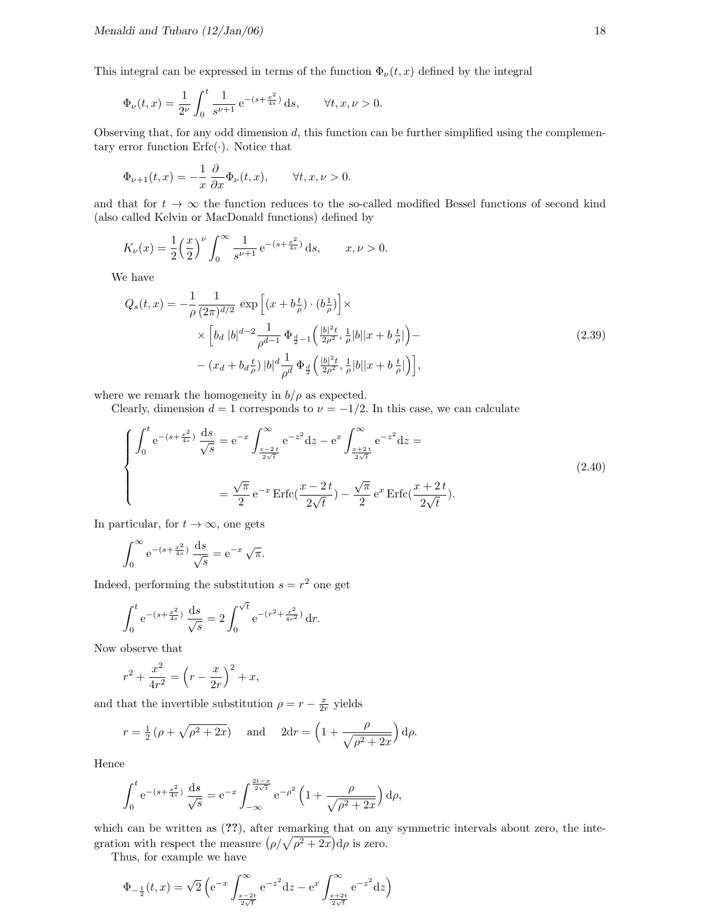This integral can be expressed in terms of the function $\Phi_\nu(t,x)$ defined by the integral

$$\Phi_\nu(t,x) = \frac{1}{2^\nu}\int_0^t \frac{1}{s^{\nu+1}}\,\mathrm{e}^{-(s+\frac{x^2}{4s})}\,\mathrm{d}s, \qquad \forall t,x,\nu>0.$$

Observing that, for any odd dimension $d$, this function can be further simplified using the complementary error function $\mathrm{Erfc}(\cdot)$. Notice that

$$\Phi_{\nu+1}(t,x) = -\frac{1}{x}\frac{\partial}{\partial x}\Phi_\nu(t,x), \qquad \forall t,x,\nu>0.$$

and that for $t\to\infty$ the function reduces to the so-called modified Bessel functions of second kind (also called Kelvin or MacDonald functions) defined by

$$K_\nu(x) = \frac{1}{2}\Big(\frac{x}{2}\Big)^\nu \int_0^\infty \frac{1}{s^{\nu+1}}\,\mathrm{e}^{-(s+\frac{x^2}{4s})}\,\mathrm{d}s, \qquad x,\nu>0.$$

We have

$$\begin{aligned}
Q_s(t,x) = -\frac{1}{\rho}\frac{1}{(2\pi)^{d/2}}\,&\exp\Big[(x+b\tfrac{t}{\rho})\cdot(b\tfrac{1}{\rho})\Big]\times \\
&\times\Big[b_d\,|b|^{d-2}\frac{1}{\rho^{d-1}}\,\Phi_{\frac{d}{2}-1}\Big(\tfrac{|b|^2t}{2\rho^2},\tfrac{1}{\rho}|b||x+b\tfrac{t}{\rho}|\Big)- \\
&-(x_d+b_d\tfrac{t}{\rho})\,|b|^d\frac{1}{\rho^d}\,\Phi_{\frac{d}{2}}\Big(\tfrac{|b|^2t}{2\rho^2},\tfrac{1}{\rho}|b||x+b\tfrac{t}{\rho}|\Big)\Big],
\end{aligned} \tag{2.39}$$

where we remark the homogeneity in $b/\rho$ as expected.

Clearly, dimension $d=1$ corresponds to $\nu=-1/2$. In this case, we can calculate

$$\left\{\begin{aligned}
&\int_0^t \mathrm{e}^{-(s+\frac{x^2}{4s})}\,\frac{\mathrm{d}s}{\sqrt{s}} = \mathrm{e}^{-x}\int_{\frac{x-2t}{2\sqrt{t}}}^\infty \mathrm{e}^{-z^2}\mathrm{d}z - \mathrm{e}^{x}\int_{\frac{x+2t}{2\sqrt{t}}}^\infty \mathrm{e}^{-z^2}\mathrm{d}z = \\
&\qquad\qquad = \frac{\sqrt{\pi}}{2}\,\mathrm{e}^{-x}\,\mathrm{Erfc}\Big(\frac{x-2t}{2\sqrt{t}}\Big) - \frac{\sqrt{\pi}}{2}\,\mathrm{e}^{x}\,\mathrm{Erfc}\Big(\frac{x+2t}{2\sqrt{t}}\Big).
\end{aligned}\right. \tag{2.40}$$

In particular, for $t\to\infty$, one gets

$$\int_0^\infty \mathrm{e}^{-(s+\frac{x^2}{4s})}\,\frac{\mathrm{d}s}{\sqrt{s}} = \mathrm{e}^{-x}\sqrt{\pi}.$$

Indeed, performing the substitution $s=r^2$ one get

$$\int_0^t \mathrm{e}^{-(s+\frac{x^2}{4s})}\,\frac{\mathrm{d}s}{\sqrt{s}} = 2\int_0^{\sqrt{t}} \mathrm{e}^{-(r^2+\frac{x^2}{4r^2})}\,\mathrm{d}r.$$

Now observe that

$$r^2+\frac{x^2}{4r^2} = \Big(r-\frac{x}{2r}\Big)^2 + x,$$

and that the invertible substitution $\rho = r-\frac{x}{2r}$ yields

$$r = \tfrac{1}{2}\,(\rho+\sqrt{\rho^2+2x}) \quad \text{and} \quad 2\mathrm{d}r = \Big(1+\frac{\rho}{\sqrt{\rho^2+2x}}\Big)\,\mathrm{d}\rho.$$

Hence

$$\int_0^t \mathrm{e}^{-(s+\frac{x^2}{4s})}\,\frac{\mathrm{d}s}{\sqrt{s}} = \mathrm{e}^{-x}\int_{-\infty}^{\frac{2t-x}{2\sqrt{t}}} \mathrm{e}^{-\rho^2}\Big(1+\frac{\rho}{\sqrt{\rho^2+2x}}\Big)\,\mathrm{d}\rho,$$

which can be written as (**??**), after remarking that on any symmetric intervals about zero, the integration with respect the measure $\big(\rho/\sqrt{\rho^2+2x}\big)\mathrm{d}\rho$ is zero.

Thus, for example we have

$$\Phi_{-\frac{1}{2}}(t,x) = \sqrt{2}\,\Big(\mathrm{e}^{-x}\int_{\frac{x-2t}{2\sqrt{t}}}^\infty \mathrm{e}^{-z^2}\mathrm{d}z - \mathrm{e}^{x}\int_{\frac{x+2t}{2\sqrt{t}}}^\infty \mathrm{e}^{-z^2}\mathrm{d}z\Big)$$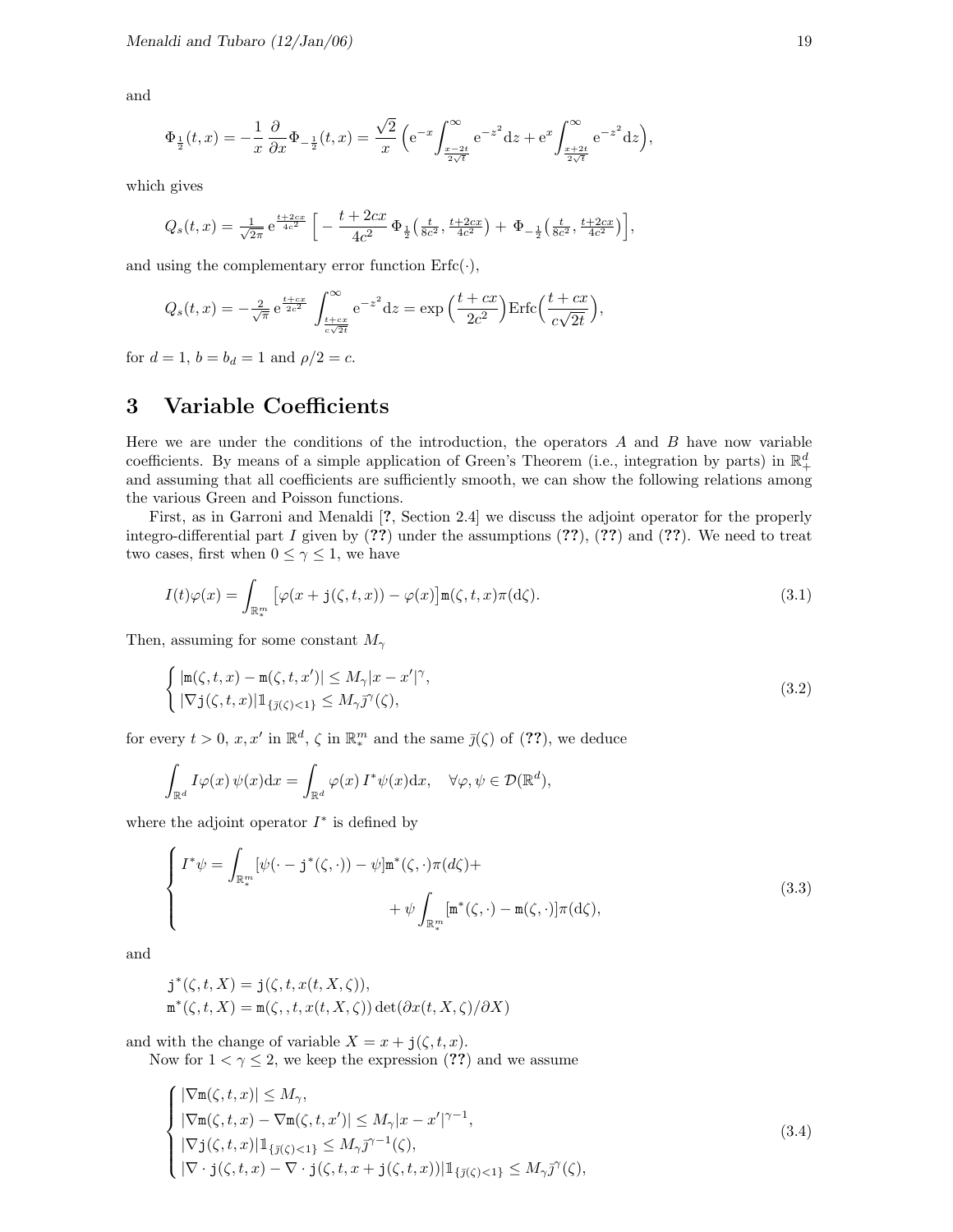and

$$
\Phi_{\frac{1}{2}}(t,x) = -\frac{1}{x}\frac{\partial}{\partial x}\Phi_{-\frac{1}{2}}(t,x) = \frac{\sqrt{2}}{x}\Big(\mathrm{e}^{-x}\int_{\frac{x-2t}{2\sqrt{t}}}^{\infty}\mathrm{e}^{-z^2}\mathrm{d}z + \mathrm{e}^{x}\int_{\frac{x+2t}{2\sqrt{t}}}^{\infty}\mathrm{e}^{-z^2}\mathrm{d}z\Big),
$$

which gives

$$
Q_s(t,x) = \tfrac{1}{\sqrt{2\pi}}\,\mathrm{e}^{\frac{t+2cx}{4c^2}}\Big[-\frac{t+2cx}{4c^2}\,\Phi_{\frac{1}{2}}\big(\tfrac{t}{8c^2},\tfrac{t+2cx}{4c^2}\big) + \Phi_{-\frac{1}{2}}\big(\tfrac{t}{8c^2},\tfrac{t+2cx}{4c^2}\big)\Big],
$$

and using the complementary error function $\mathrm{Erfc}(\cdot)$,

$$
Q_s(t,x) = -\tfrac{2}{\sqrt{\pi}}\,\mathrm{e}^{\frac{t+cx}{2c^2}}\int_{\frac{t+cx}{c\sqrt{2t}}}^{\infty}\mathrm{e}^{-z^2}\mathrm{d}z = \exp\Big(\frac{t+cx}{2c^2}\Big)\mathrm{Erfc}\Big(\frac{t+cx}{c\sqrt{2t}}\Big),
$$

for $d=1$, $b=b_d=1$ and $\rho/2=c$.

# 3 Variable Coefficients

Here we are under the conditions of the introduction, the operators $A$ and $B$ have now variable coefficients. By means of a simple application of Green's Theorem (i.e., integration by parts) in $\mathbb{R}^d_+$ and assuming that all coefficients are sufficiently smooth, we can show the following relations among the various Green and Poisson functions.

First, as in Garroni and Menaldi [?, Section 2.4] we discuss the adjoint operator for the properly integro-differential part $I$ given by (??) under the assumptions (??), (??) and (??). We need to treat two cases, first when $0 \le \gamma \le 1$, we have

$$
I(t)\varphi(x) = \int_{\mathbb{R}^m_*}\big[\varphi(x+\mathtt{j}(\zeta,t,x)) - \varphi(x)\big]\mathtt{m}(\zeta,t,x)\pi(\mathrm{d}\zeta). \tag{3.1}
$$

Then, assuming for some constant $M_\gamma$

$$
\begin{cases}
|\mathtt{m}(\zeta,t,x) - \mathtt{m}(\zeta,t,x')| \le M_\gamma |x-x'|^\gamma,\\
|\nabla \mathtt{j}(\zeta,t,x)|\mathbb{1}_{\{\bar{\jmath}(\zeta)<1\}} \le M_\gamma \bar{\jmath}^\gamma(\zeta),
\end{cases} \tag{3.2}
$$

for every $t>0$, $x,x'$ in $\mathbb{R}^d$, $\zeta$ in $\mathbb{R}^m_*$ and the same $\bar{\jmath}(\zeta)$ of (??), we deduce

$$
\int_{\mathbb{R}^d} I\varphi(x)\,\psi(x)\mathrm{d}x = \int_{\mathbb{R}^d}\varphi(x)\,I^*\psi(x)\mathrm{d}x, \quad \forall \varphi,\psi \in \mathcal{D}(\mathbb{R}^d),
$$

where the adjoint operator $I^*$ is defined by

$$
\begin{cases}
I^*\psi = \displaystyle\int_{\mathbb{R}^m_*}[\psi(\cdot - \mathtt{j}^*(\zeta,\cdot)) - \psi]\mathtt{m}^*(\zeta,\cdot)\pi(d\zeta) + \\
\qquad\qquad\qquad + \psi\displaystyle\int_{\mathbb{R}^m_*}[\mathtt{m}^*(\zeta,\cdot) - \mathtt{m}(\zeta,\cdot)]\pi(\mathrm{d}\zeta),
\end{cases} \tag{3.3}
$$

and

$$
\begin{aligned}
&\mathtt{j}^*(\zeta,t,X) = \mathtt{j}(\zeta,t,x(t,X,\zeta)),\\
&\mathtt{m}^*(\zeta,t,X) = \mathtt{m}(\zeta,,t,x(t,X,\zeta))\det(\partial x(t,X,\zeta)/\partial X)
\end{aligned}
$$

and with the change of variable $X = x + \mathtt{j}(\zeta,t,x)$.

Now for $1 < \gamma \le 2$, we keep the expression (??) and we assume

$$
\begin{cases}
|\nabla \mathtt{m}(\zeta,t,x)| \le M_\gamma,\\
|\nabla \mathtt{m}(\zeta,t,x) - \nabla \mathtt{m}(\zeta,t,x')| \le M_\gamma |x-x'|^{\gamma-1},\\
|\nabla \mathtt{j}(\zeta,t,x)|\mathbb{1}_{\{\bar{\jmath}(\zeta)<1\}} \le M_\gamma \bar{\jmath}^{\gamma-1}(\zeta),\\
|\nabla\cdot \mathtt{j}(\zeta,t,x) - \nabla\cdot \mathtt{j}(\zeta,t,x+\mathtt{j}(\zeta,t,x))|\mathbb{1}_{\{\bar{\jmath}(\zeta)<1\}} \le M_\gamma \bar{\jmath}^\gamma(\zeta),
\end{cases} \tag{3.4}
$$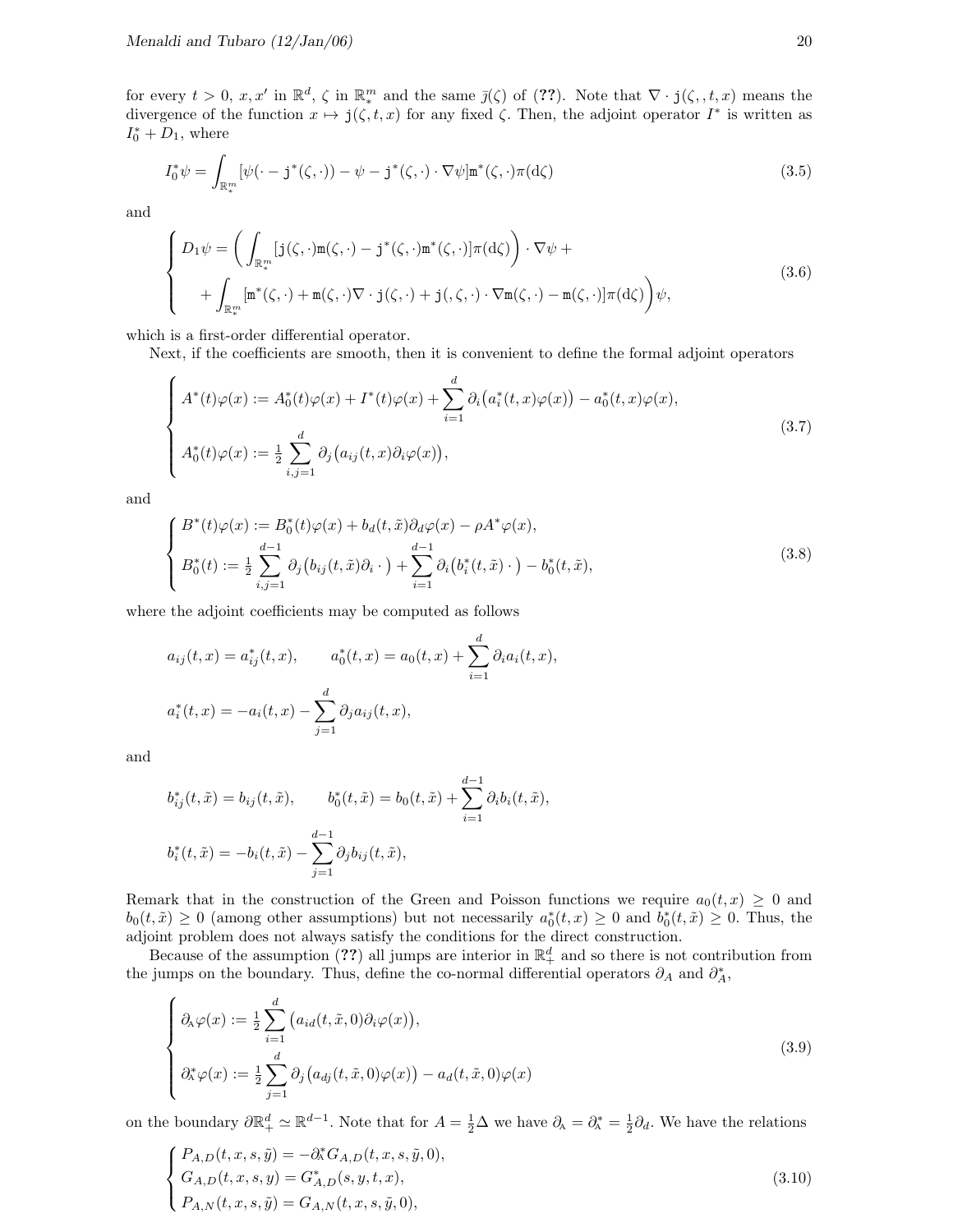for every $t > 0$, $x, x'$ in $\mathbb{R}^d$, $\zeta$ in $\mathbb{R}^m_*$ and the same $\bar{\jmath}(\zeta)$ of (??). Note that $\nabla \cdot \mathtt{j}(\zeta, t, x)$ means the divergence of the function $x \mapsto \mathtt{j}(\zeta, t, x)$ for any fixed $\zeta$. Then, the adjoint operator $I^*$ is written as $I_0^* + D_1$, where

$$
I_0^* \psi = \int_{\mathbb{R}^m_*} [\psi(\cdot - \mathtt{j}^*(\zeta, \cdot)) - \psi - \mathtt{j}^*(\zeta, \cdot) \cdot \nabla \psi] \mathtt{m}^*(\zeta, \cdot) \pi(\mathrm{d}\zeta) \tag{3.5}
$$

and

$$
\begin{cases}
D_1 \psi = \Big( \displaystyle\int_{\mathbb{R}^m_*} [\mathtt{j}(\zeta, \cdot) \mathtt{m}(\zeta, \cdot) - \mathtt{j}^*(\zeta, \cdot) \mathtt{m}^*(\zeta, \cdot)] \pi(\mathrm{d}\zeta) \Big) \cdot \nabla \psi + \\
\quad + \displaystyle\int_{\mathbb{R}^m_*} [\mathtt{m}^*(\zeta, \cdot) + \mathtt{m}(\zeta, \cdot) \nabla \cdot \mathtt{j}(\zeta, \cdot) + \mathtt{j}(, \zeta, \cdot) \cdot \nabla \mathtt{m}(\zeta, \cdot) - \mathtt{m}(\zeta, \cdot)] \pi(\mathrm{d}\zeta) \Big) \psi,
\end{cases} \tag{3.6}
$$

which is a first-order differential operator.

Next, if the coefficients are smooth, then it is convenient to define the formal adjoint operators

$$
\begin{cases}
A^*(t)\varphi(x) := A_0^*(t)\varphi(x) + I^*(t)\varphi(x) + \displaystyle\sum_{i=1}^d \partial_i \big( a_i^*(t, x)\varphi(x) \big) - a_0^*(t, x)\varphi(x), \\
A_0^*(t)\varphi(x) := \tfrac{1}{2} \displaystyle\sum_{i,j=1}^d \partial_j \big( a_{ij}(t, x) \partial_i \varphi(x) \big),
\end{cases} \tag{3.7}
$$

and

$$
\begin{cases}
B^*(t)\varphi(x) := B_0^*(t)\varphi(x) + b_d(t, \tilde{x}) \partial_d \varphi(x) - \rho A^* \varphi(x), \\
B_0^*(t) := \tfrac{1}{2} \displaystyle\sum_{i,j=1}^{d-1} \partial_j \big( b_{ij}(t, \tilde{x}) \partial_i \cdot \big) + \sum_{i=1}^{d-1} \partial_i \big( b_i^*(t, \tilde{x}) \cdot \big) - b_0^*(t, \tilde{x}),
\end{cases} \tag{3.8}
$$

where the adjoint coefficients may be computed as follows

$$
a_{ij}(t, x) = a_{ij}^*(t, x), \qquad a_0^*(t, x) = a_0(t, x) + \sum_{i=1}^d \partial_i a_i(t, x),
$$

$$
a_i^*(t, x) = -a_i(t, x) - \sum_{j=1}^d \partial_j a_{ij}(t, x),
$$

and

$$
b_{ij}^*(t, \tilde{x}) = b_{ij}(t, \tilde{x}), \qquad b_0^*(t, \tilde{x}) = b_0(t, \tilde{x}) + \sum_{i=1}^{d-1} \partial_i b_i(t, \tilde{x}),
$$

$$
b_i^*(t, \tilde{x}) = -b_i(t, \tilde{x}) - \sum_{j=1}^{d-1} \partial_j b_{ij}(t, \tilde{x}),
$$

Remark that in the construction of the Green and Poisson functions we require $a_0(t, x) \geq 0$ and $b_0(t, \tilde{x}) \geq 0$ (among other assumptions) but not necessarily $a_0^*(t, x) \geq 0$ and $b_0^*(t, \tilde{x}) \geq 0$. Thus, the adjoint problem does not always satisfy the conditions for the direct construction.

Because of the assumption (??) all jumps are interior in $\mathbb{R}^d_+$ and so there is not contribution from the jumps on the boundary. Thus, define the co-normal differential operators $\partial_A$ and $\partial_A^*$,

$$
\begin{cases}
\partial_{\mathrm{A}} \varphi(x) := \tfrac{1}{2} \displaystyle\sum_{i=1}^d \big( a_{id}(t, \tilde{x}, 0) \partial_i \varphi(x) \big), \\
\partial_{\mathrm{A}}^* \varphi(x) := \tfrac{1}{2} \displaystyle\sum_{j=1}^d \partial_j \big( a_{dj}(t, \tilde{x}, 0) \varphi(x) \big) - a_d(t, \tilde{x}, 0) \varphi(x)
\end{cases} \tag{3.9}
$$

on the boundary $\partial \mathbb{R}^d_+ \simeq \mathbb{R}^{d-1}$. Note that for $A = \frac{1}{2}\Delta$ we have $\partial_{\mathrm{A}} = \partial_{\mathrm{A}}^* = \frac{1}{2}\partial_d$. We have the relations

$$
\begin{cases}
P_{A,D}(t, x, s, \tilde{y}) = -\partial_{\mathrm{A}}^* G_{A,D}(t, x, s, \tilde{y}, 0), \\
G_{A,D}(t, x, s, y) = G_{A,D}^*(s, y, t, x), \\
P_{A,N}(t, x, s, \tilde{y}) = G_{A,N}(t, x, s, \tilde{y}, 0),
\end{cases} \tag{3.10}
$$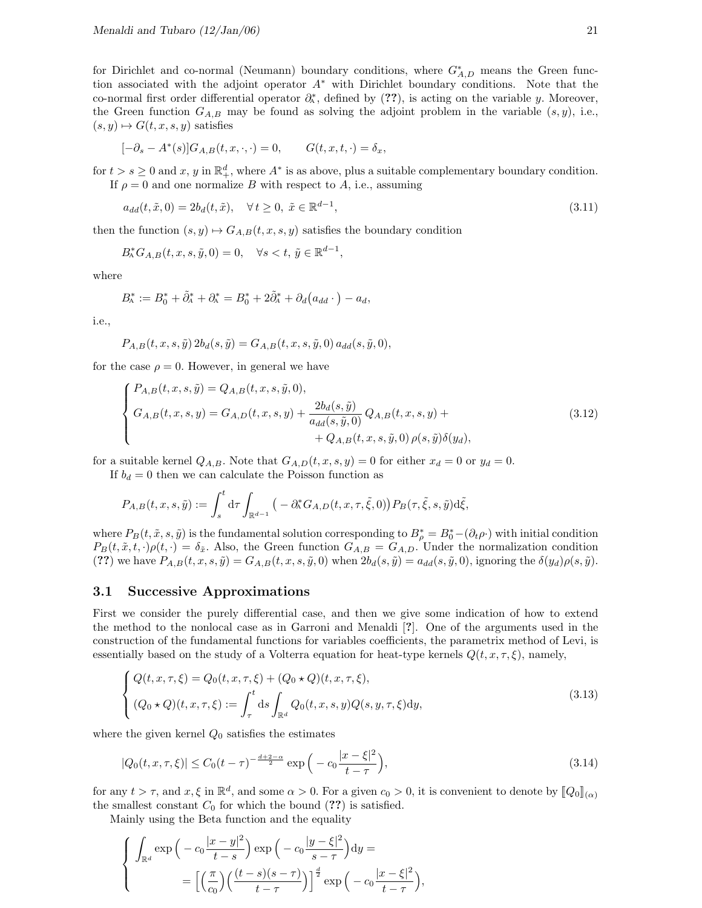for Dirichlet and co-normal (Neumann) boundary conditions, where $G^*_{A,D}$ means the Green function associated with the adjoint operator $A^*$ with Dirichlet boundary conditions. Note that the co-normal first order differential operator $\partial^*_{\mathrm{A}}$, defined by (**??**), is acting on the variable $y$. Moreover, the Green function $G_{A,B}$ may be found as solving the adjoint problem in the variable $(s, y)$, i.e., $(s, y) \mapsto G(t, x, s, y)$ satisfies

$$[-\partial_s - A^*(s)]G_{A,B}(t, x, \cdot, \cdot) = 0, \qquad G(t, x, t, \cdot) = \delta_x,$$

for $t > s \geq 0$ and $x$, $y$ in $\mathbb{R}^d_+$, where $A^*$ is as above, plus a suitable complementary boundary condition.

If $\rho = 0$ and one normalize $B$ with respect to $A$, i.e., assuming

$$a_{dd}(t, \tilde{x}, 0) = 2b_d(t, \tilde{x}), \quad \forall\, t \geq 0,\ \tilde{x} \in \mathbb{R}^{d-1}, \tag{3.11}$$

then the function $(s, y) \mapsto G_{A,B}(t, x, s, y)$ satisfies the boundary condition

$$B^*_{\mathrm{A}} G_{A,B}(t, x, s, \tilde{y}, 0) = 0, \quad \forall s < t,\ \tilde{y} \in \mathbb{R}^{d-1},$$

where

$$B^*_{\mathrm{A}} := B^*_0 + \tilde{\partial}^*_A + \partial^*_{\mathrm{A}} = B^*_0 + 2\tilde{\partial}^*_A + \partial_d\big(a_{dd}\,\cdot\big) - a_d,$$

i.e.,

$$P_{A,B}(t, x, s, \tilde{y})\, 2b_d(s, \tilde{y}) = G_{A,B}(t, x, s, \tilde{y}, 0)\, a_{dd}(s, \tilde{y}, 0),$$

for the case $\rho = 0$. However, in general we have

$$\begin{cases} P_{A,B}(t, x, s, \tilde{y}) = Q_{A,B}(t, x, s, \tilde{y}, 0), \\ G_{A,B}(t, x, s, y) = G_{A,D}(t, x, s, y) + \dfrac{2b_d(s, \tilde{y})}{a_{dd}(s, \tilde{y}, 0)}\, Q_{A,B}(t, x, s, y) + \\ \qquad\qquad\qquad + Q_{A,B}(t, x, s, \tilde{y}, 0)\, \rho(s, \tilde{y}) \delta(y_d), \end{cases} \tag{3.12}$$

for a suitable kernel $Q_{A,B}$. Note that $G_{A,D}(t, x, s, y) = 0$ for either $x_d = 0$ or $y_d = 0$.

If $b_d = 0$ then we can calculate the Poisson function as

$$P_{A,B}(t, x, s, \tilde{y}) := \int_s^t \mathrm{d}\tau \int_{\mathbb{R}^{d-1}} \big( -\partial^*_{\mathrm{A}} G_{A,D}(t, x, \tau, \tilde{\xi}, 0)\big)\, P_B(\tau, \tilde{\xi}, s, \tilde{y}) \mathrm{d}\tilde{\xi},$$

where $P_B(t, \tilde{x}, s, \tilde{y})$ is the fundamental solution corresponding to $B^*_\rho = B^*_0 - (\partial_t \rho\cdot)$ with initial condition $P_B(t, \tilde{x}, t, \cdot)\rho(t, \cdot) = \delta_{\tilde{x}}$. Also, the Green function $G_{A,B} = G_{A,D}$. Under the normalization condition (**??**) we have $P_{A,B}(t, x, s, \tilde{y}) = G_{A,B}(t, x, s, \tilde{y}, 0)$ when $2b_d(s, \tilde{y}) = a_{dd}(s, \tilde{y}, 0)$, ignoring the $\delta(y_d)\rho(s, \tilde{y})$.

## 3.1 Successive Approximations

First we consider the purely differential case, and then we give some indication of how to extend the method to the nonlocal case as in Garroni and Menaldi [**?**]. One of the arguments used in the construction of the fundamental functions for variables coefficients, the parametrix method of Levi, is essentially based on the study of a Volterra equation for heat-type kernels $Q(t, x, \tau, \xi)$, namely,

$$\begin{cases} Q(t, x, \tau, \xi) = Q_0(t, x, \tau, \xi) + (Q_0 \star Q)(t, x, \tau, \xi), \\ (Q_0 \star Q)(t, x, \tau, \xi) := \displaystyle\int_\tau^t \mathrm{d}s \int_{\mathbb{R}^d} Q_0(t, x, s, y) Q(s, y, \tau, \xi) \mathrm{d}y, \end{cases} \tag{3.13}$$

where the given kernel $Q_0$ satisfies the estimates

$$|Q_0(t, x, \tau, \xi)| \leq C_0 (t - \tau)^{-\frac{d+2-\alpha}{2}} \exp\Big( -c_0 \frac{|x - \xi|^2}{t - \tau}\Big), \tag{3.14}$$

for any $t > \tau$, and $x, \xi$ in $\mathbb{R}^d$, and some $\alpha > 0$. For a given $c_0 > 0$, it is convenient to denote by $[\![Q_0]\!]_{(\alpha)}$ the smallest constant $C_0$ for which the bound (**??**) is satisfied.

Mainly using the Beta function and the equality

$$\begin{cases} \displaystyle\int_{\mathbb{R}^d} \exp\Big( -c_0 \frac{|x - y|^2}{t - s}\Big) \exp\Big( -c_0 \frac{|y - \xi|^2}{s - \tau}\Big) \mathrm{d}y = \\ \qquad = \Big[\Big(\dfrac{\pi}{c_0}\Big)\Big(\dfrac{(t - s)(s - \tau)}{t - \tau}\Big)\Big]^{\frac{d}{2}} \exp\Big( -c_0 \dfrac{|x - \xi|^2}{t - \tau}\Big), \end{cases}$$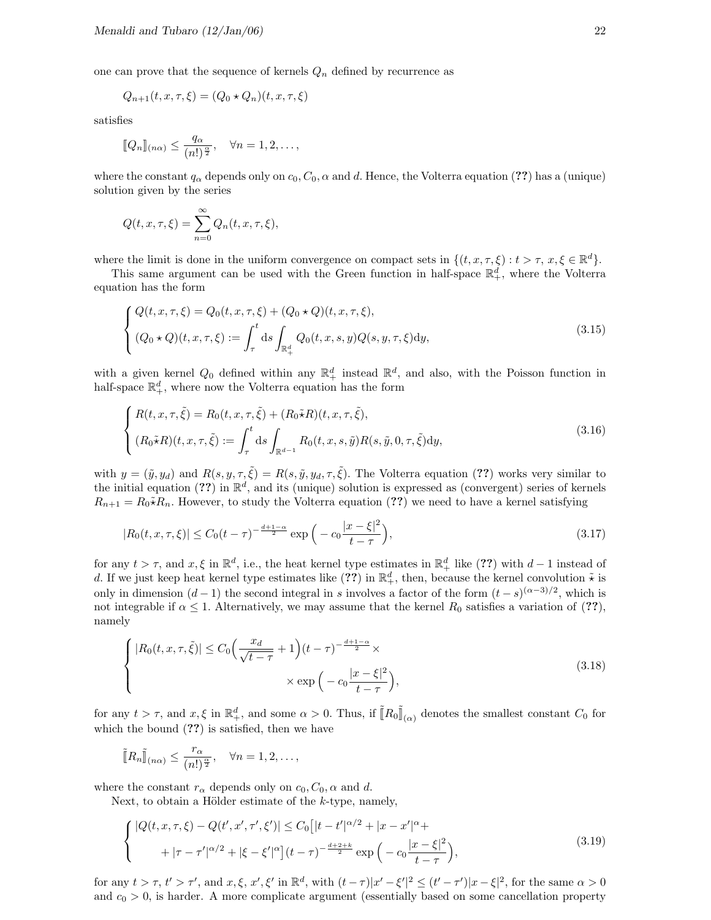one can prove that the sequence of kernels $Q_n$ defined by recurrence as

$$Q_{n+1}(t,x,\tau,\xi) = (Q_0 \star Q_n)(t,x,\tau,\xi)$$

satisfies

$$[\![Q_n]\!]_{(n\alpha)} \le \frac{q_\alpha}{(n!)^{\frac{\alpha}{2}}}, \quad \forall n = 1,2,\dots,$$

where the constant $q_\alpha$ depends only on $c_0, C_0, \alpha$ and $d$. Hence, the Volterra equation (**??**) has a (unique) solution given by the series

$$Q(t,x,\tau,\xi) = \sum_{n=0}^{\infty} Q_n(t,x,\tau,\xi),$$

where the limit is done in the uniform convergence on compact sets in $\{(t,x,\tau,\xi) : t > \tau,\ x,\xi \in \mathbb{R}^d\}$.

This same argument can be used with the Green function in half-space $\mathbb{R}^d_+$, where the Volterra equation has the form

$$\begin{cases} Q(t,x,\tau,\xi) = Q_0(t,x,\tau,\xi) + (Q_0 \star Q)(t,x,\tau,\xi), \\ (Q_0 \star Q)(t,x,\tau,\xi) := \displaystyle\int_\tau^t \mathrm{d}s \int_{\mathbb{R}^d_+} Q_0(t,x,s,y)Q(s,y,\tau,\xi)\mathrm{d}y, \end{cases} \tag{3.15}$$

with a given kernel $Q_0$ defined within any $\mathbb{R}^d_+$ instead $\mathbb{R}^d$, and also, with the Poisson function in half-space $\mathbb{R}^d_+$, where now the Volterra equation has the form

$$\begin{cases} R(t,x,\tau,\tilde{\xi}) = R_0(t,x,\tau,\tilde{\xi}) + (R_0 \tilde{\star} R)(t,x,\tau,\tilde{\xi}), \\ (R_0 \tilde{\star} R)(t,x,\tau,\tilde{\xi}) := \displaystyle\int_\tau^t \mathrm{d}s \int_{\mathbb{R}^{d-1}} R_0(t,x,s,\tilde{y})R(s,\tilde{y},0,\tau,\tilde{\xi})\mathrm{d}y, \end{cases} \tag{3.16}$$

with $y = (\tilde{y}, y_d)$ and $R(s,y,\tau,\tilde{\xi}) = R(s,\tilde{y},y_d,\tau,\tilde{\xi})$. The Volterra equation (**??**) works very similar to the initial equation (**??**) in $\mathbb{R}^d$, and its (unique) solution is expressed as (convergent) series of kernels $R_{n+1} = R_0 \tilde{\star} R_n$. However, to study the Volterra equation (**??**) we need to have a kernel satisfying

$$|R_0(t,x,\tau,\xi)| \le C_0 (t-\tau)^{-\frac{d+1-\alpha}{2}} \exp\Big(-c_0 \frac{|x-\xi|^2}{t-\tau}\Big), \tag{3.17}$$

for any $t > \tau$, and $x, \xi$ in $\mathbb{R}^d$, i.e., the heat kernel type estimates in $\mathbb{R}^d_+$ like (**??**) with $d-1$ instead of $d$. If we just keep heat kernel type estimates like (**??**) in $\mathbb{R}^d_+$, then, because the kernel convolution $\tilde{\star}$ is only in dimension $(d-1)$ the second integral in $s$ involves a factor of the form $(t-s)^{(\alpha-3)/2}$, which is not integrable if $\alpha \le 1$. Alternatively, we may assume that the kernel $R_0$ satisfies a variation of (**??**), namely

$$\begin{cases} |R_0(t,x,\tau,\tilde{\xi})| \le C_0 \Big(\dfrac{x_d}{\sqrt{t-\tau}} + 1\Big)(t-\tau)^{-\frac{d+1-\alpha}{2}} \times \\ \qquad\qquad\qquad\qquad \times \exp\Big(-c_0 \dfrac{|x-\xi|^2}{t-\tau}\Big), \end{cases} \tag{3.18}$$

for any $t > \tau$, and $x, \xi$ in $\mathbb{R}^d_+$, and some $\alpha > 0$. Thus, if $\tilde{[\![} R_0 \tilde{]\!]}_{(\alpha)}$ denotes the smallest constant $C_0$ for which the bound (**??**) is satisfied, then we have

$$\tilde{[\![} R_n \tilde{]\!]}_{(n\alpha)} \le \frac{r_\alpha}{(n!)^{\frac{\alpha}{2}}}, \quad \forall n = 1,2,\dots,$$

where the constant $r_\alpha$ depends only on $c_0, C_0, \alpha$ and $d$.

Next, to obtain a Hölder estimate of the $k$-type, namely,

$$\begin{cases} |Q(t,x,\tau,\xi) - Q(t',x',\tau',\xi')| \le C_0 \big[|t-t'|^{\alpha/2} + |x-x'|^\alpha + \\ \qquad + |\tau-\tau'|^{\alpha/2} + |\xi-\xi'|^\alpha\big](t-\tau)^{-\frac{d+2+k}{2}} \exp\Big(-c_0 \dfrac{|x-\xi|^2}{t-\tau}\Big), \end{cases} \tag{3.19}$$

for any $t > \tau$, $t' > \tau'$, and $x, \xi, x', \xi'$ in $\mathbb{R}^d$, with $(t-\tau)|x'-\xi'|^2 \le (t'-\tau')|x-\xi|^2$, for the same $\alpha > 0$ and $c_0 > 0$, is harder. A more complicate argument (essentially based on some cancellation property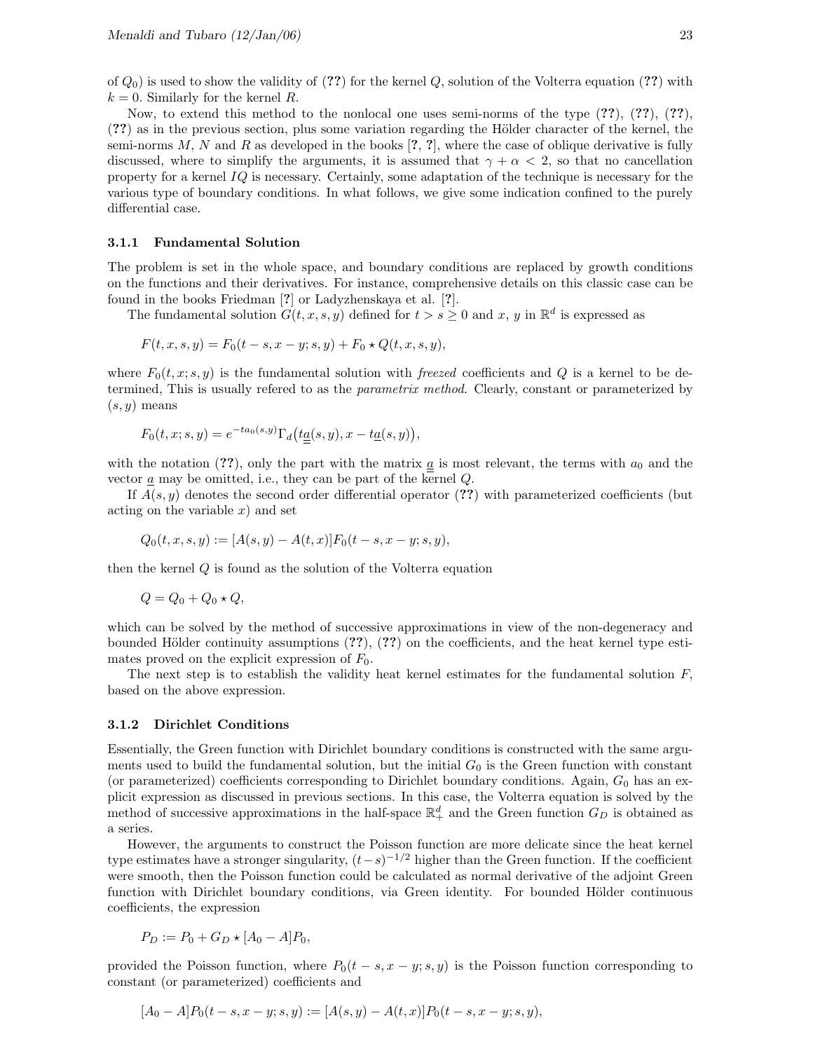of $Q_0$) is used to show the validity of (**??**) for the kernel $Q$, solution of the Volterra equation (**??**) with $k = 0$. Similarly for the kernel $R$.

Now, to extend this method to the nonlocal one uses semi-norms of the type (**??**), (**??**), (**??**), (**??**) as in the previous section, plus some variation regarding the Hölder character of the kernel, the semi-norms $M$, $N$ and $R$ as developed in the books [**?**, **?**], where the case of oblique derivative is fully discussed, where to simplify the arguments, it is assumed that $\gamma + \alpha < 2$, so that no cancellation property for a kernel $IQ$ is necessary. Certainly, some adaptation of the technique is necessary for the various type of boundary conditions. In what follows, we give some indication confined to the purely differential case.

### 3.1.1 Fundamental Solution

The problem is set in the whole space, and boundary conditions are replaced by growth conditions on the functions and their derivatives. For instance, comprehensive details on this classic case can be found in the books Friedman [**?**] or Ladyzhenskaya et al. [**?**].

The fundamental solution $G(t, x, s, y)$ defined for $t > s \geq 0$ and $x$, $y$ in $\mathbb{R}^d$ is expressed as

$$F(t, x, s, y) = F_0(t - s, x - y; s, y) + F_0 \star Q(t, x, s, y),$$

where $F_0(t, x; s, y)$ is the fundamental solution with *freezed* coefficients and $Q$ is a kernel to be determined, This is usually refered to as the *parametrix method*. Clearly, constant or parameterized by $(s, y)$ means

$$F_0(t, x; s, y) = e^{-ta_0(s,y)} \Gamma_d\big(t\underline{\underline{a}}(s, y), x - t\underline{a}(s, y)\big),$$

with the notation (**??**), only the part with the matrix $\underline{\underline{a}}$ is most relevant, the terms with $a_0$ and the vector $\underline{a}$ may be omitted, i.e., they can be part of the kernel $Q$.

If $A(s, y)$ denotes the second order differential operator (**??**) with parameterized coefficients (but acting on the variable $x$) and set

$$Q_0(t, x, s, y) := [A(s, y) - A(t, x)] F_0(t - s, x - y; s, y),$$

then the kernel $Q$ is found as the solution of the Volterra equation

$$Q = Q_0 + Q_0 \star Q,$$

which can be solved by the method of successive approximations in view of the non-degeneracy and bounded Hölder continuity assumptions (**??**), (**??**) on the coefficients, and the heat kernel type estimates proved on the explicit expression of $F_0$.

The next step is to establish the validity heat kernel estimates for the fundamental solution $F$, based on the above expression.

### 3.1.2 Dirichlet Conditions

Essentially, the Green function with Dirichlet boundary conditions is constructed with the same arguments used to build the fundamental solution, but the initial $G_0$ is the Green function with constant (or parameterized) coefficients corresponding to Dirichlet boundary conditions. Again, $G_0$ has an explicit expression as discussed in previous sections. In this case, the Volterra equation is solved by the method of successive approximations in the half-space $\mathbb{R}^d_+$ and the Green function $G_D$ is obtained as a series.

However, the arguments to construct the Poisson function are more delicate since the heat kernel type estimates have a stronger singularity, $(t-s)^{-1/2}$ higher than the Green function. If the coefficient were smooth, then the Poisson function could be calculated as normal derivative of the adjoint Green function with Dirichlet boundary conditions, via Green identity. For bounded Hölder continuous coefficients, the expression

$$P_D := P_0 + G_D \star [A_0 - A] P_0,$$

provided the Poisson function, where $P_0(t - s, x - y; s, y)$ is the Poisson function corresponding to constant (or parameterized) coefficients and

$$[A_0 - A] P_0(t - s, x - y; s, y) := [A(s, y) - A(t, x)] P_0(t - s, x - y; s, y),$$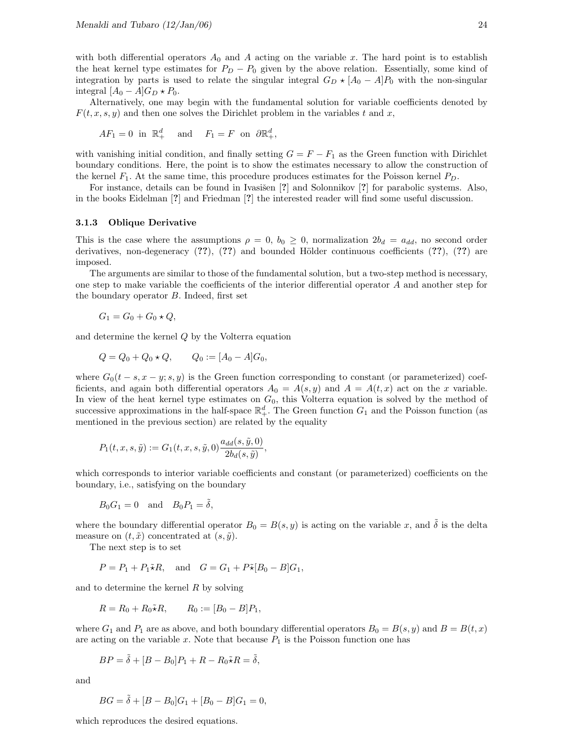with both differential operators $A_0$ and $A$ acting on the variable $x$. The hard point is to establish the heat kernel type estimates for $P_D - P_0$ given by the above relation. Essentially, some kind of integration by parts is used to relate the singular integral $G_D \star [A_0 - A]P_0$ with the non-singular integral $[A_0 - A]G_D \star P_0$.

Alternatively, one may begin with the fundamental solution for variable coefficients denoted by $F(t, x, s, y)$ and then one solves the Dirichlet problem in the variables $t$ and $x$,

$$AF_1 = 0 \ \text{ in } \ \mathbb{R}^d_+ \quad \text{and} \quad F_1 = F \ \text{ on } \ \partial\mathbb{R}^d_+,$$

with vanishing initial condition, and finally setting $G = F - F_1$ as the Green function with Dirichlet boundary conditions. Here, the point is to show the estimates necessary to allow the construction of the kernel $F_1$. At the same time, this procedure produces estimates for the Poisson kernel $P_D$.

For instance, details can be found in Ivasišen [?] and Solonnikov [?] for parabolic systems. Also, in the books Eidelman [?] and Friedman [?] the interested reader will find some useful discussion.

### 3.1.3 Oblique Derivative

This is the case where the assumptions $\rho = 0$, $b_0 \geq 0$, normalization $2b_d = a_{dd}$, no second order derivatives, non-degeneracy (??), (??) and bounded Hölder continuous coefficients (??), (??) are imposed.

The arguments are similar to those of the fundamental solution, but a two-step method is necessary, one step to make variable the coefficients of the interior differential operator $A$ and another step for the boundary operator $B$. Indeed, first set

$$G_1 = G_0 + G_0 \star Q,$$

and determine the kernel $Q$ by the Volterra equation

$$Q = Q_0 + Q_0 \star Q, \qquad Q_0 := [A_0 - A]G_0,$$

where $G_0(t-s, x-y; s, y)$ is the Green function corresponding to constant (or parameterized) coefficients, and again both differential operators $A_0 = A(s, y)$ and $A = A(t, x)$ act on the $x$ variable. In view of the heat kernel type estimates on $G_0$, this Volterra equation is solved by the method of successive approximations in the half-space $\mathbb{R}^d_+$. The Green function $G_1$ and the Poisson function (as mentioned in the previous section) are related by the equality

$$P_1(t, x, s, \tilde{y}) := G_1(t, x, s, \tilde{y}, 0) \frac{a_{dd}(s, \tilde{y}, 0)}{2b_d(s, \tilde{y})},$$

which corresponds to interior variable coefficients and constant (or parameterized) coefficients on the boundary, i.e., satisfying on the boundary

$$B_0 G_1 = 0 \quad \text{and} \quad B_0 P_1 = \tilde{\delta},$$

where the boundary differential operator $B_0 = B(s, y)$ is acting on the variable $x$, and $\tilde{\delta}$ is the delta measure on $(t, \tilde{x})$ concentrated at $(s, \tilde{y})$.

The next step is to set

$$P = P_1 + P_1 \tilde{\star} R, \quad \text{and} \quad G = G_1 + P \tilde{\star} [B_0 - B]G_1,$$

and to determine the kernel $R$ by solving

$$R = R_0 + R_0 \tilde{\star} R, \qquad R_0 := [B_0 - B]P_1,$$

where $G_1$ and $P_1$ are as above, and both boundary differential operators $B_0 = B(s, y)$ and $B = B(t, x)$ are acting on the variable $x$. Note that because $P_1$ is the Poisson function one has

$$BP = \tilde{\delta} + [B - B_0]P_1 + R - R_0 \tilde{\star} R = \tilde{\delta},$$

and

$$BG = \tilde{\delta} + [B - B_0]G_1 + [B_0 - B]G_1 = 0,$$

which reproduces the desired equations.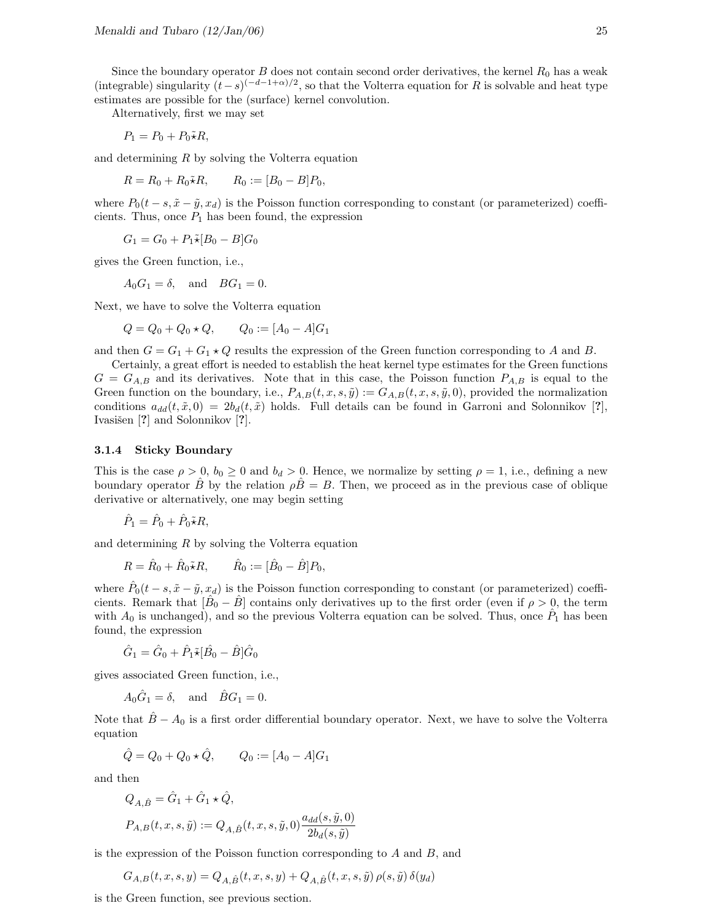Since the boundary operator $B$ does not contain second order derivatives, the kernel $R_0$ has a weak (integrable) singularity $(t-s)^{(-d-1+\alpha)/2}$, so that the Volterra equation for $R$ is solvable and heat type estimates are possible for the (surface) kernel convolution.

Alternatively, first we may set

$$P_1 = P_0 + P_0 \tilde{\star} R,$$

and determining $R$ by solving the Volterra equation

$$R = R_0 + R_0 \tilde{\star} R, \qquad R_0 := [B_0 - B] P_0,$$

where $P_0(t-s, \tilde{x} - \tilde{y}, x_d)$ is the Poisson function corresponding to constant (or parameterized) coefficients. Thus, once $P_1$ has been found, the expression

$$G_1 = G_0 + P_1 \tilde{\star} [B_0 - B] G_0$$

gives the Green function, i.e.,

$$A_0 G_1 = \delta, \quad \text{and} \quad B G_1 = 0.$$

Next, we have to solve the Volterra equation

$$Q = Q_0 + Q_0 \star Q, \qquad Q_0 := [A_0 - A] G_1$$

and then $G = G_1 + G_1 \star Q$ results the expression of the Green function corresponding to $A$ and $B$.

Certainly, a great effort is needed to establish the heat kernel type estimates for the Green functions $G = G_{A,B}$ and its derivatives. Note that in this case, the Poisson function $P_{A,B}$ is equal to the Green function on the boundary, i.e., $P_{A,B}(t,x,s,\tilde{y}) := G_{A,B}(t,x,s,\tilde{y},0)$, provided the normalization conditions $a_{dd}(t,\tilde{x},0) = 2b_d(t,\tilde{x})$ holds. Full details can be found in Garroni and Solonnikov [?], Ivasišen [?] and Solonnikov [?].

### 3.1.4 Sticky Boundary

This is the case $\rho > 0$, $b_0 \geq 0$ and $b_d > 0$. Hence, we normalize by setting $\rho = 1$, i.e., defining a new boundary operator $\hat{B}$ by the relation $\rho \hat{B} = B$. Then, we proceed as in the previous case of oblique derivative or alternatively, one may begin setting

$$\hat{P}_1 = \hat{P}_0 + \hat{P}_0 \tilde{\star} R,$$

and determining $R$ by solving the Volterra equation

$$R = \hat{R}_0 + \hat{R}_0 \tilde{\star} R, \qquad \hat{R}_0 := [\hat{B}_0 - \hat{B}] P_0,$$

where $\hat{P}_0(t-s, \tilde{x} - \tilde{y}, x_d)$ is the Poisson function corresponding to constant (or parameterized) coefficients. Remark that $[\hat{B}_0 - \hat{B}]$ contains only derivatives up to the first order (even if $\rho > 0$, the term with $A_0$ is unchanged), and so the previous Volterra equation can be solved. Thus, once $\hat{P}_1$ has been found, the expression

$$\hat{G}_1 = \hat{G}_0 + \hat{P}_1 \tilde{\star} [\hat{B}_0 - \hat{B}] \hat{G}_0$$

gives associated Green function, i.e.,

$$A_0 \hat{G}_1 = \delta, \quad \text{and} \quad \hat{B} G_1 = 0.$$

Note that $\hat{B} - A_0$ is a first order differential boundary operator. Next, we have to solve the Volterra equation

$$\hat{Q} = Q_0 + Q_0 \star \hat{Q}, \qquad Q_0 := [A_0 - A] G_1$$

and then

$$Q_{A,\hat{B}} = \hat{G}_1 + \hat{G}_1 \star \hat{Q},$$

$$P_{A,B}(t,x,s,\tilde{y}) := Q_{A,\hat{B}}(t,x,s,\tilde{y},0) \frac{a_{dd}(s,\tilde{y},0)}{2b_d(s,\tilde{y})}$$

is the expression of the Poisson function corresponding to $A$ and $B$, and

$$G_{A,B}(t,x,s,y) = Q_{A,\hat{B}}(t,x,s,y) + Q_{A,\hat{B}}(t,x,s,\tilde{y})\, \rho(s,\tilde{y})\, \delta(y_d)$$

is the Green function, see previous section.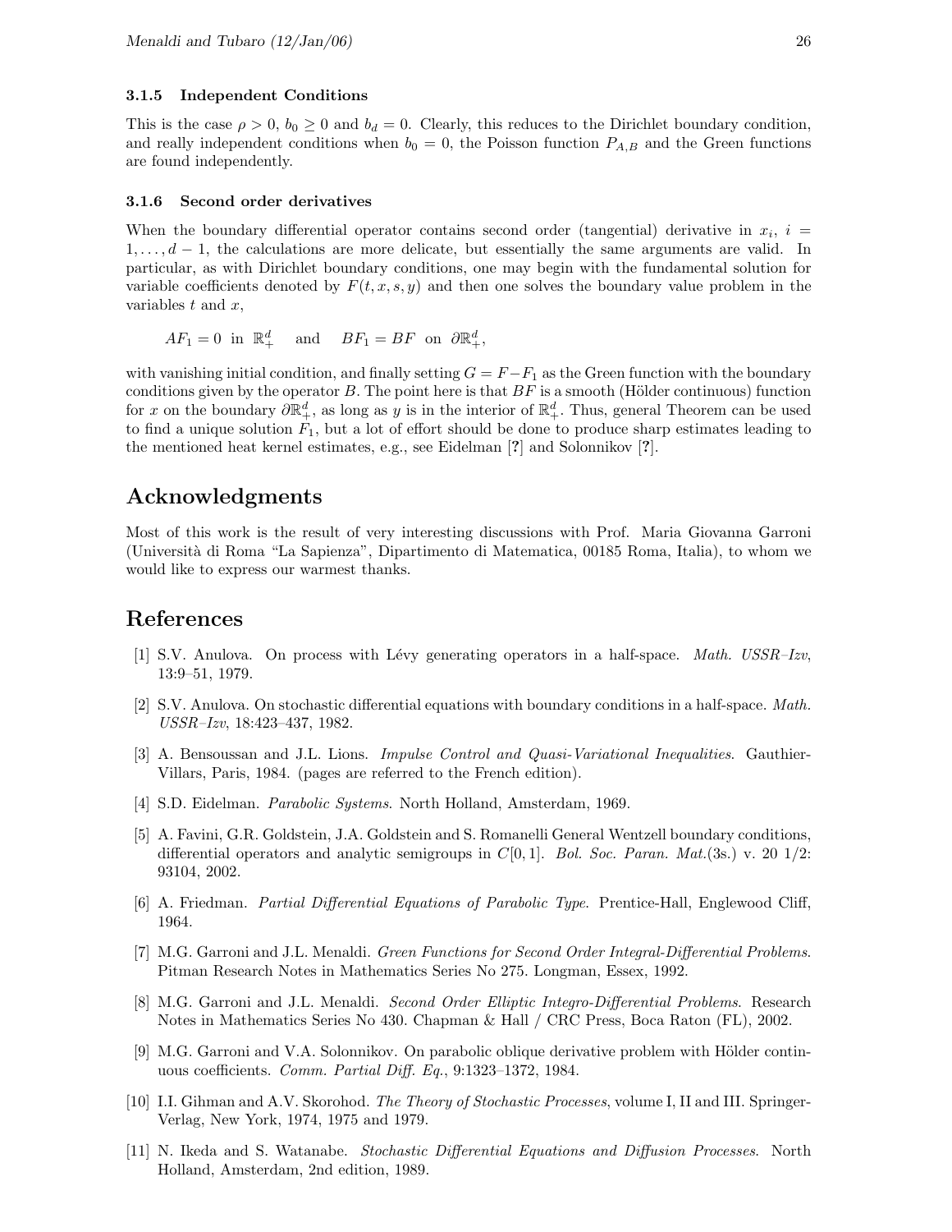#### 3.1.5 Independent Conditions

This is the case $\rho > 0$, $b_0 \geq 0$ and $b_d = 0$. Clearly, this reduces to the Dirichlet boundary condition, and really independent conditions when $b_0 = 0$, the Poisson function $P_{A,B}$ and the Green functions are found independently.

#### 3.1.6 Second order derivatives

When the boundary differential operator contains second order (tangential) derivative in $x_i$, $i = 1, \ldots, d-1$, the calculations are more delicate, but essentially the same arguments are valid. In particular, as with Dirichlet boundary conditions, one may begin with the fundamental solution for variable coefficients denoted by $F(t, x, s, y)$ and then one solves the boundary value problem in the variables $t$ and $x$,

$$AF_1 = 0 \ \text{ in } \ \mathbb{R}^d_+ \quad \text{ and } \quad BF_1 = BF \ \text{ on } \ \partial\mathbb{R}^d_+,$$

with vanishing initial condition, and finally setting $G = F - F_1$ as the Green function with the boundary conditions given by the operator $B$. The point here is that $BF$ is a smooth (Hölder continuous) function for $x$ on the boundary $\partial\mathbb{R}^d_+$, as long as $y$ is in the interior of $\mathbb{R}^d_+$. Thus, general Theorem can be used to find a unique solution $F_1$, but a lot of effort should be done to produce sharp estimates leading to the mentioned heat kernel estimates, e.g., see Eidelman [**?**] and Solonnikov [**?**].

## Acknowledgments

Most of this work is the result of very interesting discussions with Prof. Maria Giovanna Garroni (Università di Roma "La Sapienza", Dipartimento di Matematica, 00185 Roma, Italia), to whom we would like to express our warmest thanks.

## References

[1] S.V. Anulova. On process with Lévy generating operators in a half-space. *Math. USSR–Izv*, 13:9–51, 1979.

[2] S.V. Anulova. On stochastic differential equations with boundary conditions in a half-space. *Math. USSR–Izv*, 18:423–437, 1982.

[3] A. Bensoussan and J.L. Lions. *Impulse Control and Quasi-Variational Inequalities*. Gauthier-Villars, Paris, 1984. (pages are referred to the French edition).

[4] S.D. Eidelman. *Parabolic Systems*. North Holland, Amsterdam, 1969.

[5] A. Favini, G.R. Goldstein, J.A. Goldstein and S. Romanelli General Wentzell boundary conditions, differential operators and analytic semigroups in $C[0, 1]$. *Bol. Soc. Paran. Mat.*(3s.) v. 20 1/2: 93104, 2002.

[6] A. Friedman. *Partial Differential Equations of Parabolic Type*. Prentice-Hall, Englewood Cliff, 1964.

[7] M.G. Garroni and J.L. Menaldi. *Green Functions for Second Order Integral-Differential Problems*. Pitman Research Notes in Mathematics Series No 275. Longman, Essex, 1992.

[8] M.G. Garroni and J.L. Menaldi. *Second Order Elliptic Integro-Differential Problems*. Research Notes in Mathematics Series No 430. Chapman & Hall / CRC Press, Boca Raton (FL), 2002.

[9] M.G. Garroni and V.A. Solonnikov. On parabolic oblique derivative problem with Hölder continuous coefficients. *Comm. Partial Diff. Eq.*, 9:1323–1372, 1984.

[10] I.I. Gihman and A.V. Skorohod. *The Theory of Stochastic Processes*, volume I, II and III. Springer-Verlag, New York, 1974, 1975 and 1979.

[11] N. Ikeda and S. Watanabe. *Stochastic Differential Equations and Diffusion Processes*. North Holland, Amsterdam, 2nd edition, 1989.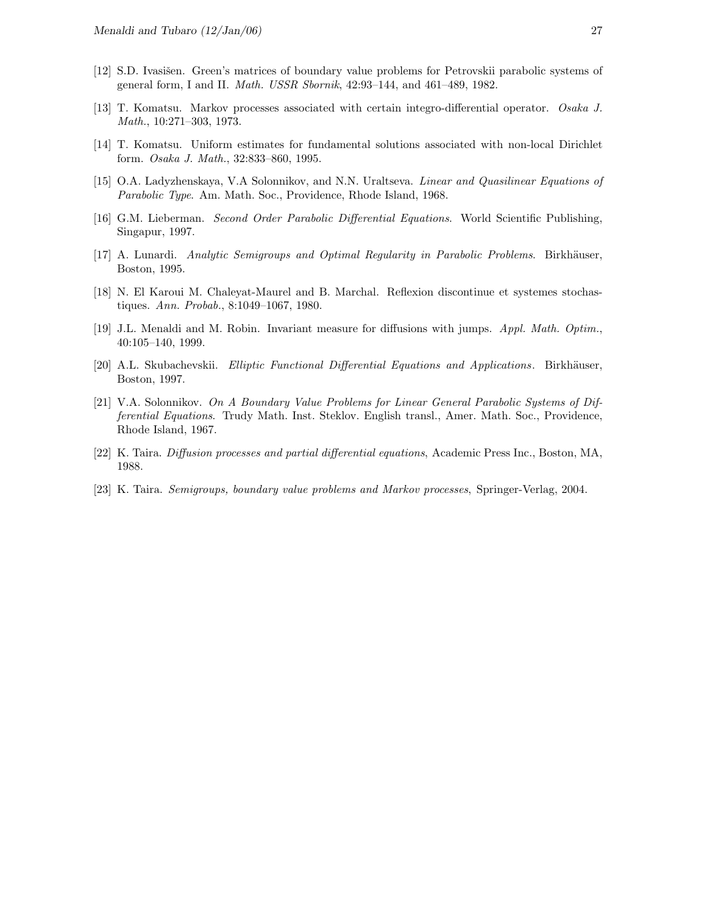[12] S.D. Ivasišen. Green's matrices of boundary value problems for Petrovskii parabolic systems of general form, I and II. *Math. USSR Sbornik*, 42:93–144, and 461–489, 1982.

[13] T. Komatsu. Markov processes associated with certain integro-differential operator. *Osaka J. Math.*, 10:271–303, 1973.

[14] T. Komatsu. Uniform estimates for fundamental solutions associated with non-local Dirichlet form. *Osaka J. Math.*, 32:833–860, 1995.

[15] O.A. Ladyzhenskaya, V.A Solonnikov, and N.N. Uraltseva. *Linear and Quasilinear Equations of Parabolic Type*. Am. Math. Soc., Providence, Rhode Island, 1968.

[16] G.M. Lieberman. *Second Order Parabolic Differential Equations*. World Scientific Publishing, Singapur, 1997.

[17] A. Lunardi. *Analytic Semigroups and Optimal Regularity in Parabolic Problems*. Birkhäuser, Boston, 1995.

[18] N. El Karoui M. Chaleyat-Maurel and B. Marchal. Reflexion discontinue et systemes stochastiques. *Ann. Probab.*, 8:1049–1067, 1980.

[19] J.L. Menaldi and M. Robin. Invariant measure for diffusions with jumps. *Appl. Math. Optim.*, 40:105–140, 1999.

[20] A.L. Skubachevskii. *Elliptic Functional Differential Equations and Applications*. Birkhäuser, Boston, 1997.

[21] V.A. Solonnikov. *On A Boundary Value Problems for Linear General Parabolic Systems of Differential Equations*. Trudy Math. Inst. Steklov. English transl., Amer. Math. Soc., Providence, Rhode Island, 1967.

[22] K. Taira. *Diffusion processes and partial differential equations*, Academic Press Inc., Boston, MA, 1988.

[23] K. Taira. *Semigroups, boundary value problems and Markov processes*, Springer-Verlag, 2004.